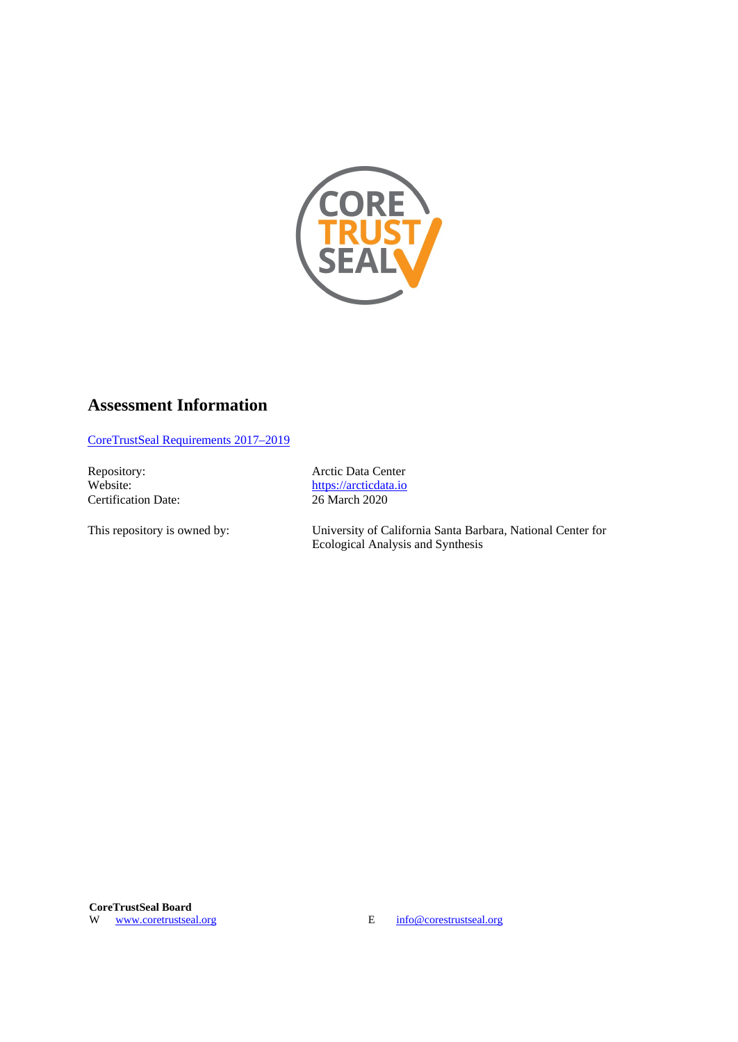## Assessment Information

[CoreTrustSeal Requirements 2017–2019](CoreTrustSeal Requirements 2017–2019)

| | |
|---|---|
| Repository: | Arctic Data Center |
| Website: | https://arcticdata.io |
| Certification Date: | 26 March 2020 |
| This repository is owned by: | University of California Santa Barbara, National Center for Ecological Analysis and Synthesis |

**CoreTrustSeal Board**
W www.coretrustseal.org E info@corestrustseal.org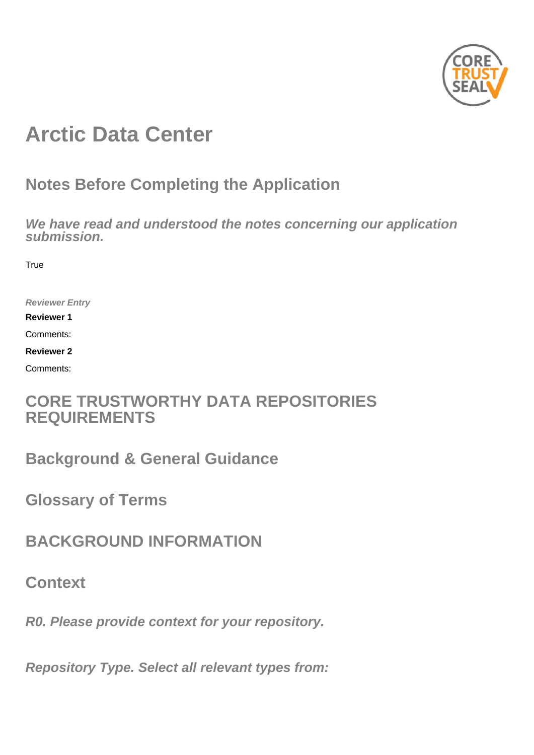# Arctic Data Center

## Notes Before Completing the Application

### *We have read and understood the notes concerning our application submission.*

True

***Reviewer Entry***

**Reviewer 1**

Comments:

**Reviewer 2**

Comments:

## CORE TRUSTWORTHY DATA REPOSITORIES REQUIREMENTS

## Background & General Guidance

## Glossary of Terms

## BACKGROUND INFORMATION

## Context

### *R0. Please provide context for your repository.*

### *Repository Type. Select all relevant types from:*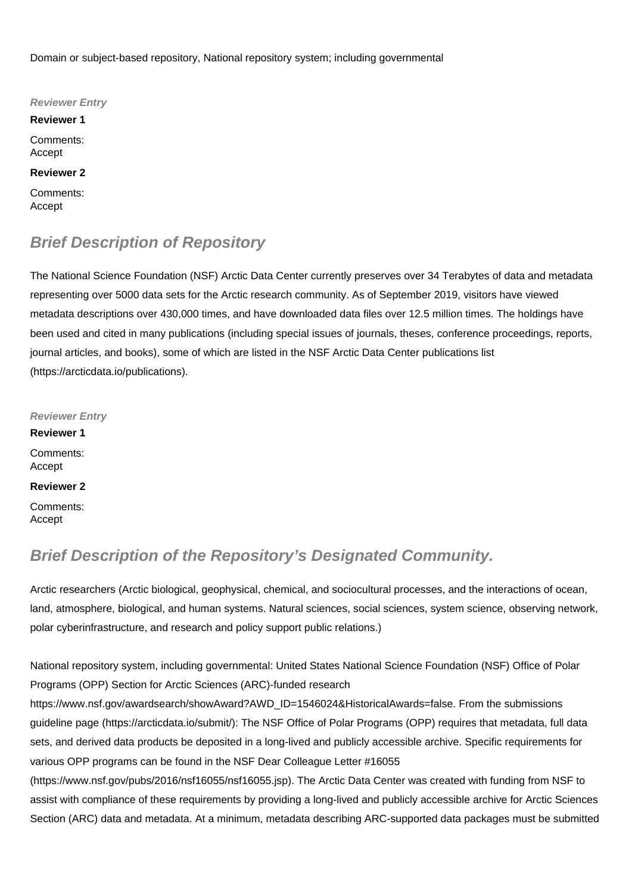Domain or subject-based repository, National repository system; including governmental

***Reviewer Entry***

**Reviewer 1**

Comments:
Accept

**Reviewer 2**

Comments:
Accept

## Brief Description of Repository

The National Science Foundation (NSF) Arctic Data Center currently preserves over 34 Terabytes of data and metadata representing over 5000 data sets for the Arctic research community. As of September 2019, visitors have viewed metadata descriptions over 430,000 times, and have downloaded data files over 12.5 million times. The holdings have been used and cited in many publications (including special issues of journals, theses, conference proceedings, reports, journal articles, and books), some of which are listed in the NSF Arctic Data Center publications list (https://arcticdata.io/publications).

***Reviewer Entry***

**Reviewer 1**

Comments:
Accept

**Reviewer 2**

Comments:
Accept

## Brief Description of the Repository's Designated Community.

Arctic researchers (Arctic biological, geophysical, chemical, and sociocultural processes, and the interactions of ocean, land, atmosphere, biological, and human systems. Natural sciences, social sciences, system science, observing network, polar cyberinfrastructure, and research and policy support public relations.)

National repository system, including governmental: United States National Science Foundation (NSF) Office of Polar Programs (OPP) Section for Arctic Sciences (ARC)-funded research https://www.nsf.gov/awardsearch/showAward?AWD_ID=1546024&HistoricalAwards=false. From the submissions guideline page (https://arcticdata.io/submit/): The NSF Office of Polar Programs (OPP) requires that metadata, full data sets, and derived data products be deposited in a long-lived and publicly accessible archive. Specific requirements for various OPP programs can be found in the NSF Dear Colleague Letter #16055 (https://www.nsf.gov/pubs/2016/nsf16055/nsf16055.jsp). The Arctic Data Center was created with funding from NSF to assist with compliance of these requirements by providing a long-lived and publicly accessible archive for Arctic Sciences Section (ARC) data and metadata. At a minimum, metadata describing ARC-supported data packages must be submitted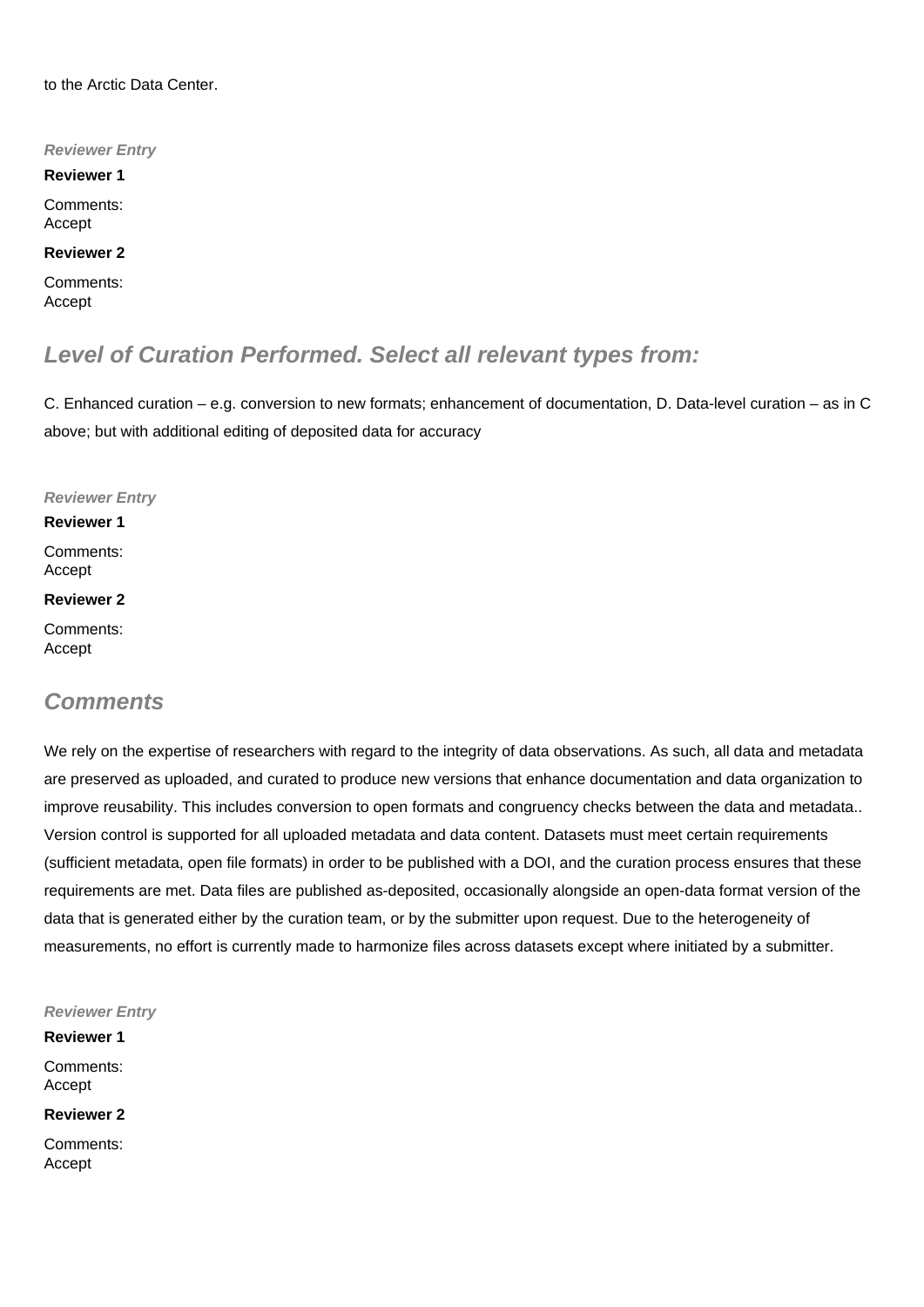to the Arctic Data Center.

***Reviewer Entry***

**Reviewer 1**

Comments:
Accept

**Reviewer 2**

Comments:
Accept

## *Level of Curation Performed. Select all relevant types from:*

C. Enhanced curation – e.g. conversion to new formats; enhancement of documentation, D. Data-level curation – as in C above; but with additional editing of deposited data for accuracy

***Reviewer Entry***

**Reviewer 1**

Comments:
Accept

**Reviewer 2**

Comments:
Accept

## *Comments*

We rely on the expertise of researchers with regard to the integrity of data observations. As such, all data and metadata are preserved as uploaded, and curated to produce new versions that enhance documentation and data organization to improve reusability. This includes conversion to open formats and congruency checks between the data and metadata.. Version control is supported for all uploaded metadata and data content. Datasets must meet certain requirements (sufficient metadata, open file formats) in order to be published with a DOI, and the curation process ensures that these requirements are met. Data files are published as-deposited, occasionally alongside an open-data format version of the data that is generated either by the curation team, or by the submitter upon request. Due to the heterogeneity of measurements, no effort is currently made to harmonize files across datasets except where initiated by a submitter.

***Reviewer Entry***

**Reviewer 1**

Comments:
Accept

**Reviewer 2**

Comments:
Accept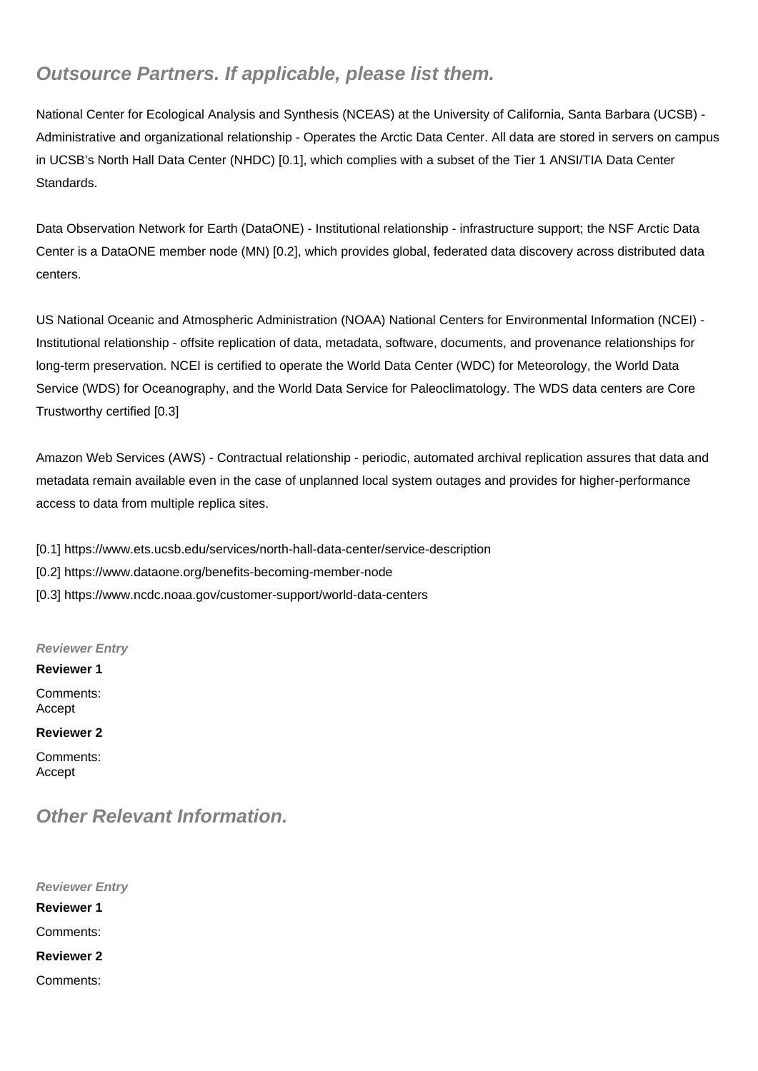## Outsource Partners. If applicable, please list them.

National Center for Ecological Analysis and Synthesis (NCEAS) at the University of California, Santa Barbara (UCSB) - Administrative and organizational relationship - Operates the Arctic Data Center. All data are stored in servers on campus in UCSB's North Hall Data Center (NHDC) [0.1], which complies with a subset of the Tier 1 ANSI/TIA Data Center Standards.

Data Observation Network for Earth (DataONE) - Institutional relationship - infrastructure support; the NSF Arctic Data Center is a DataONE member node (MN) [0.2], which provides global, federated data discovery across distributed data centers.

US National Oceanic and Atmospheric Administration (NOAA) National Centers for Environmental Information (NCEI) - Institutional relationship - offsite replication of data, metadata, software, documents, and provenance relationships for long-term preservation. NCEI is certified to operate the World Data Center (WDC) for Meteorology, the World Data Service (WDS) for Oceanography, and the World Data Service for Paleoclimatology. The WDS data centers are Core Trustworthy certified [0.3]

Amazon Web Services (AWS) - Contractual relationship - periodic, automated archival replication assures that data and metadata remain available even in the case of unplanned local system outages and provides for higher-performance access to data from multiple replica sites.

[0.1] https://www.ets.ucsb.edu/services/north-hall-data-center/service-description
[0.2] https://www.dataone.org/benefits-becoming-member-node
[0.3] https://www.ncdc.noaa.gov/customer-support/world-data-centers

*Reviewer Entry*

**Reviewer 1**

Comments:
Accept

**Reviewer 2**

Comments:
Accept

## Other Relevant Information.

*Reviewer Entry*

**Reviewer 1**

Comments:

**Reviewer 2**

Comments: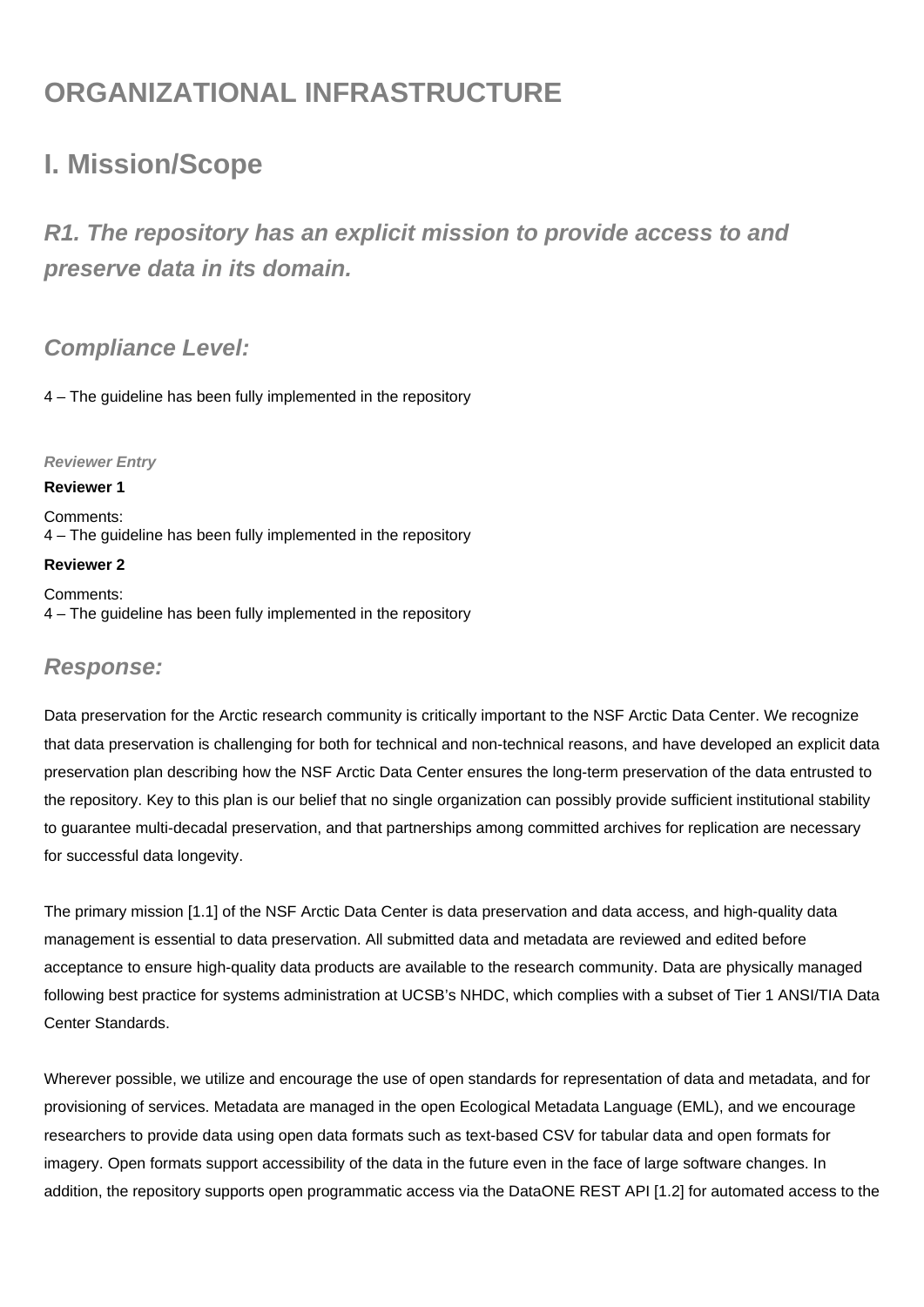# ORGANIZATIONAL INFRASTRUCTURE

## I. Mission/Scope

### *R1. The repository has an explicit mission to provide access to and preserve data in its domain.*

### *Compliance Level:*

4 – The guideline has been fully implemented in the repository

***Reviewer Entry***

**Reviewer 1**

Comments:
4 – The guideline has been fully implemented in the repository

**Reviewer 2**

Comments:
4 – The guideline has been fully implemented in the repository

### *Response:*

Data preservation for the Arctic research community is critically important to the NSF Arctic Data Center. We recognize that data preservation is challenging for both for technical and non-technical reasons, and have developed an explicit data preservation plan describing how the NSF Arctic Data Center ensures the long-term preservation of the data entrusted to the repository. Key to this plan is our belief that no single organization can possibly provide sufficient institutional stability to guarantee multi-decadal preservation, and that partnerships among committed archives for replication are necessary for successful data longevity.

The primary mission [1.1] of the NSF Arctic Data Center is data preservation and data access, and high-quality data management is essential to data preservation. All submitted data and metadata are reviewed and edited before acceptance to ensure high-quality data products are available to the research community. Data are physically managed following best practice for systems administration at UCSB's NHDC, which complies with a subset of Tier 1 ANSI/TIA Data Center Standards.

Wherever possible, we utilize and encourage the use of open standards for representation of data and metadata, and for provisioning of services. Metadata are managed in the open Ecological Metadata Language (EML), and we encourage researchers to provide data using open data formats such as text-based CSV for tabular data and open formats for imagery. Open formats support accessibility of the data in the future even in the face of large software changes. In addition, the repository supports open programmatic access via the DataONE REST API [1.2] for automated access to the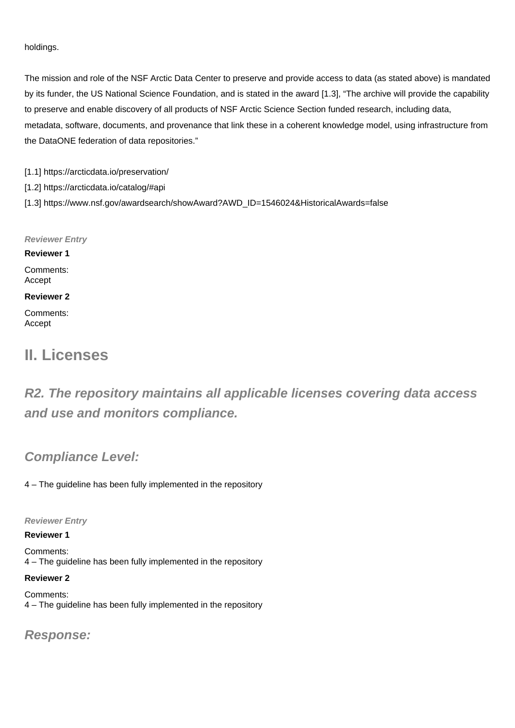holdings.

The mission and role of the NSF Arctic Data Center to preserve and provide access to data (as stated above) is mandated by its funder, the US National Science Foundation, and is stated in the award [1.3], “The archive will provide the capability to preserve and enable discovery of all products of NSF Arctic Science Section funded research, including data, metadata, software, documents, and provenance that link these in a coherent knowledge model, using infrastructure from the DataONE federation of data repositories.”

[1.1] https://arcticdata.io/preservation/

[1.2] https://arcticdata.io/catalog/#api

[1.3] https://www.nsf.gov/awardsearch/showAward?AWD_ID=1546024&HistoricalAwards=false

***Reviewer Entry***

**Reviewer 1**

Comments:
Accept

**Reviewer 2**

Comments:
Accept

# II. Licenses

## *R2. The repository maintains all applicable licenses covering data access and use and monitors compliance.*

### *Compliance Level:*

4 – The guideline has been fully implemented in the repository

***Reviewer Entry***

**Reviewer 1**

Comments:
4 – The guideline has been fully implemented in the repository

**Reviewer 2**

Comments:
4 – The guideline has been fully implemented in the repository

### *Response:*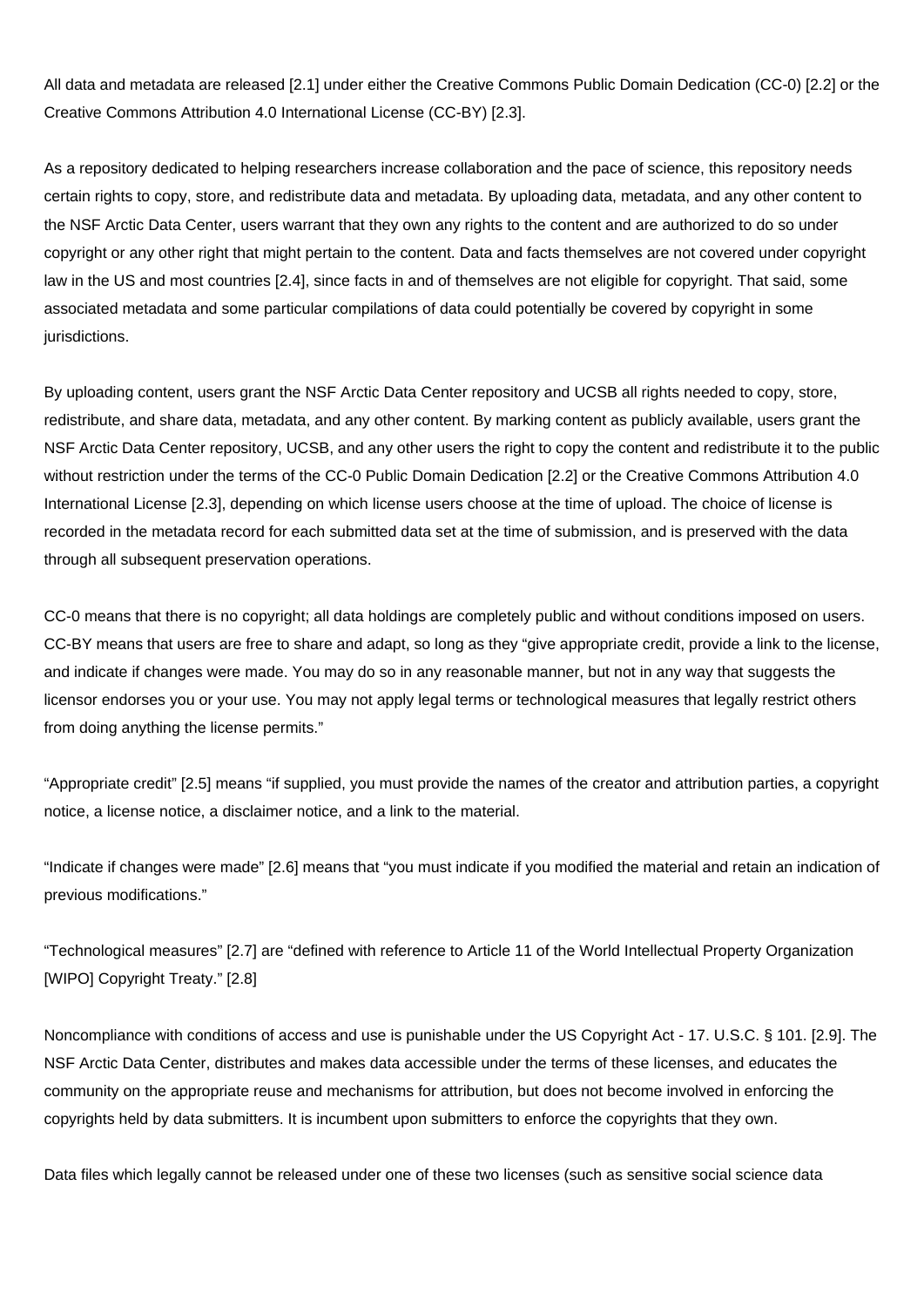All data and metadata are released [2.1] under either the Creative Commons Public Domain Dedication (CC-0) [2.2] or the Creative Commons Attribution 4.0 International License (CC-BY) [2.3].

As a repository dedicated to helping researchers increase collaboration and the pace of science, this repository needs certain rights to copy, store, and redistribute data and metadata. By uploading data, metadata, and any other content to the NSF Arctic Data Center, users warrant that they own any rights to the content and are authorized to do so under copyright or any other right that might pertain to the content. Data and facts themselves are not covered under copyright law in the US and most countries [2.4], since facts in and of themselves are not eligible for copyright. That said, some associated metadata and some particular compilations of data could potentially be covered by copyright in some jurisdictions.

By uploading content, users grant the NSF Arctic Data Center repository and UCSB all rights needed to copy, store, redistribute, and share data, metadata, and any other content. By marking content as publicly available, users grant the NSF Arctic Data Center repository, UCSB, and any other users the right to copy the content and redistribute it to the public without restriction under the terms of the CC-0 Public Domain Dedication [2.2] or the Creative Commons Attribution 4.0 International License [2.3], depending on which license users choose at the time of upload. The choice of license is recorded in the metadata record for each submitted data set at the time of submission, and is preserved with the data through all subsequent preservation operations.

CC-0 means that there is no copyright; all data holdings are completely public and without conditions imposed on users. CC-BY means that users are free to share and adapt, so long as they “give appropriate credit, provide a link to the license, and indicate if changes were made. You may do so in any reasonable manner, but not in any way that suggests the licensor endorses you or your use. You may not apply legal terms or technological measures that legally restrict others from doing anything the license permits.”

“Appropriate credit” [2.5] means “if supplied, you must provide the names of the creator and attribution parties, a copyright notice, a license notice, a disclaimer notice, and a link to the material.

“Indicate if changes were made” [2.6] means that “you must indicate if you modified the material and retain an indication of previous modifications.”

“Technological measures” [2.7] are “defined with reference to Article 11 of the World Intellectual Property Organization [WIPO] Copyright Treaty.” [2.8]

Noncompliance with conditions of access and use is punishable under the US Copyright Act - 17. U.S.C. § 101. [2.9]. The NSF Arctic Data Center, distributes and makes data accessible under the terms of these licenses, and educates the community on the appropriate reuse and mechanisms for attribution, but does not become involved in enforcing the copyrights held by data submitters. It is incumbent upon submitters to enforce the copyrights that they own.

Data files which legally cannot be released under one of these two licenses (such as sensitive social science data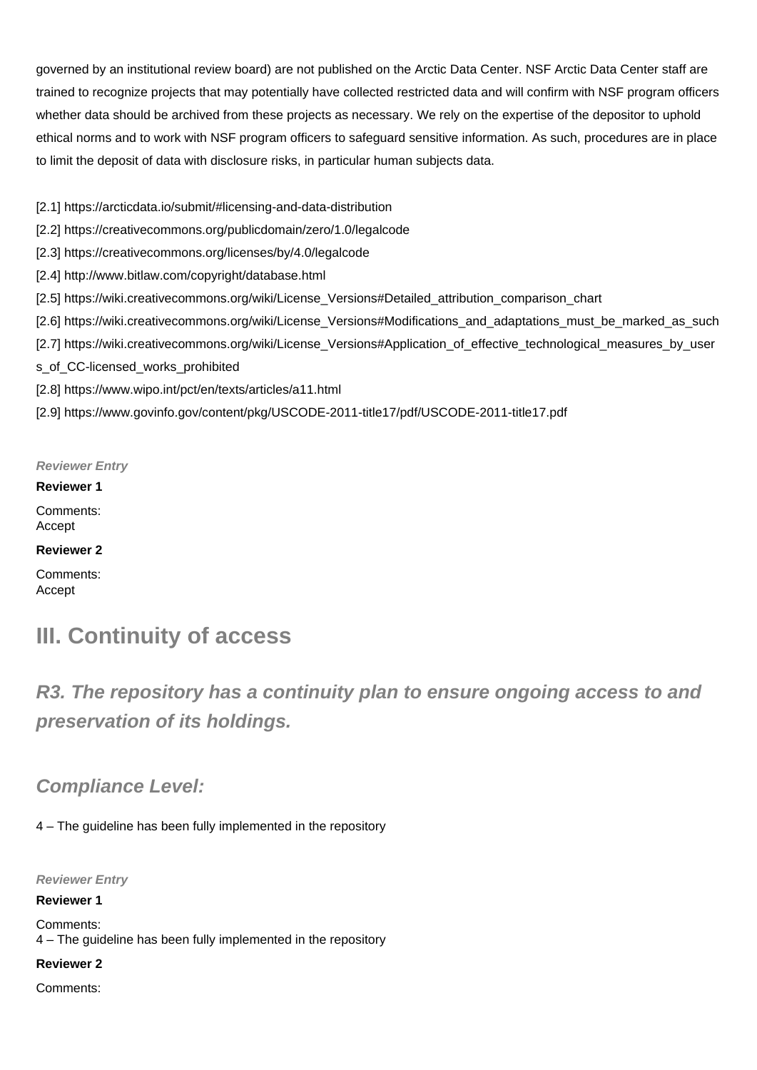governed by an institutional review board) are not published on the Arctic Data Center. NSF Arctic Data Center staff are trained to recognize projects that may potentially have collected restricted data and will confirm with NSF program officers whether data should be archived from these projects as necessary. We rely on the expertise of the depositor to uphold ethical norms and to work with NSF program officers to safeguard sensitive information. As such, procedures are in place to limit the deposit of data with disclosure risks, in particular human subjects data.

[2.1] https://arcticdata.io/submit/#licensing-and-data-distribution
[2.2] https://creativecommons.org/publicdomain/zero/1.0/legalcode
[2.3] https://creativecommons.org/licenses/by/4.0/legalcode
[2.4] http://www.bitlaw.com/copyright/database.html
[2.5] https://wiki.creativecommons.org/wiki/License_Versions#Detailed_attribution_comparison_chart
[2.6] https://wiki.creativecommons.org/wiki/License_Versions#Modifications_and_adaptations_must_be_marked_as_such
[2.7] https://wiki.creativecommons.org/wiki/License_Versions#Application_of_effective_technological_measures_by_users_of_CC-licensed_works_prohibited
[2.8] https://www.wipo.int/pct/en/texts/articles/a11.html
[2.9] https://www.govinfo.gov/content/pkg/USCODE-2011-title17/pdf/USCODE-2011-title17.pdf

***Reviewer Entry***

**Reviewer 1**

Comments:
Accept

**Reviewer 2**

Comments:
Accept

# III. Continuity of access

## *R3. The repository has a continuity plan to ensure ongoing access to and preservation of its holdings.*

### *Compliance Level:*

4 – The guideline has been fully implemented in the repository

***Reviewer Entry***

**Reviewer 1**

Comments:
4 – The guideline has been fully implemented in the repository

**Reviewer 2**

Comments: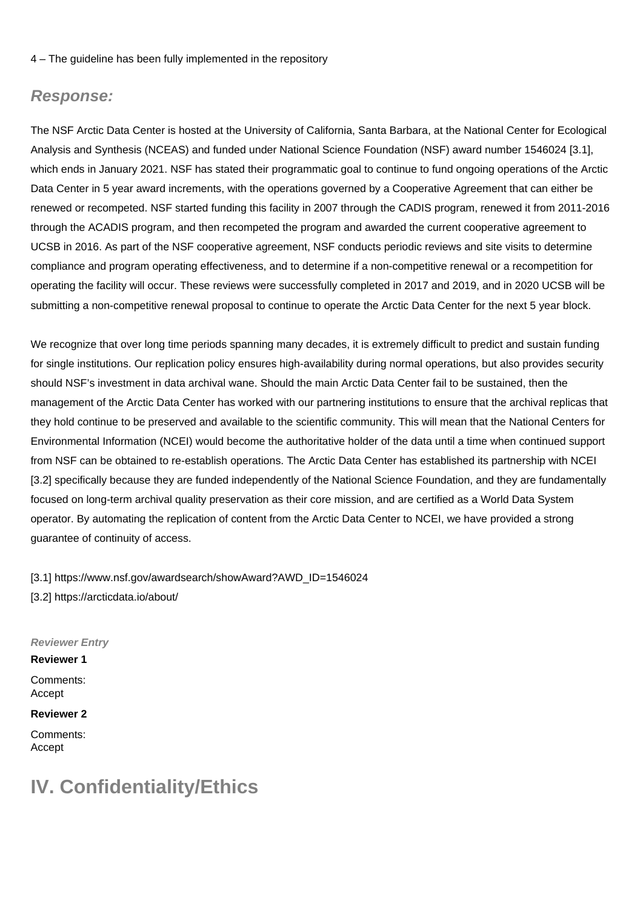4 – The guideline has been fully implemented in the repository

## *Response:*

The NSF Arctic Data Center is hosted at the University of California, Santa Barbara, at the National Center for Ecological Analysis and Synthesis (NCEAS) and funded under National Science Foundation (NSF) award number 1546024 [3.1], which ends in January 2021. NSF has stated their programmatic goal to continue to fund ongoing operations of the Arctic Data Center in 5 year award increments, with the operations governed by a Cooperative Agreement that can either be renewed or recompeted. NSF started funding this facility in 2007 through the CADIS program, renewed it from 2011-2016 through the ACADIS program, and then recompeted the program and awarded the current cooperative agreement to UCSB in 2016. As part of the NSF cooperative agreement, NSF conducts periodic reviews and site visits to determine compliance and program operating effectiveness, and to determine if a non-competitive renewal or a recompetition for operating the facility will occur. These reviews were successfully completed in 2017 and 2019, and in 2020 UCSB will be submitting a non-competitive renewal proposal to continue to operate the Arctic Data Center for the next 5 year block.

We recognize that over long time periods spanning many decades, it is extremely difficult to predict and sustain funding for single institutions. Our replication policy ensures high-availability during normal operations, but also provides security should NSF's investment in data archival wane. Should the main Arctic Data Center fail to be sustained, then the management of the Arctic Data Center has worked with our partnering institutions to ensure that the archival replicas that they hold continue to be preserved and available to the scientific community. This will mean that the National Centers for Environmental Information (NCEI) would become the authoritative holder of the data until a time when continued support from NSF can be obtained to re-establish operations. The Arctic Data Center has established its partnership with NCEI [3.2] specifically because they are funded independently of the National Science Foundation, and they are fundamentally focused on long-term archival quality preservation as their core mission, and are certified as a World Data System operator. By automating the replication of content from the Arctic Data Center to NCEI, we have provided a strong guarantee of continuity of access.

[3.1] https://www.nsf.gov/awardsearch/showAward?AWD_ID=1546024
[3.2] https://arcticdata.io/about/

***Reviewer Entry***

**Reviewer 1**

Comments:
Accept

**Reviewer 2**

Comments:
Accept

# IV. Confidentiality/Ethics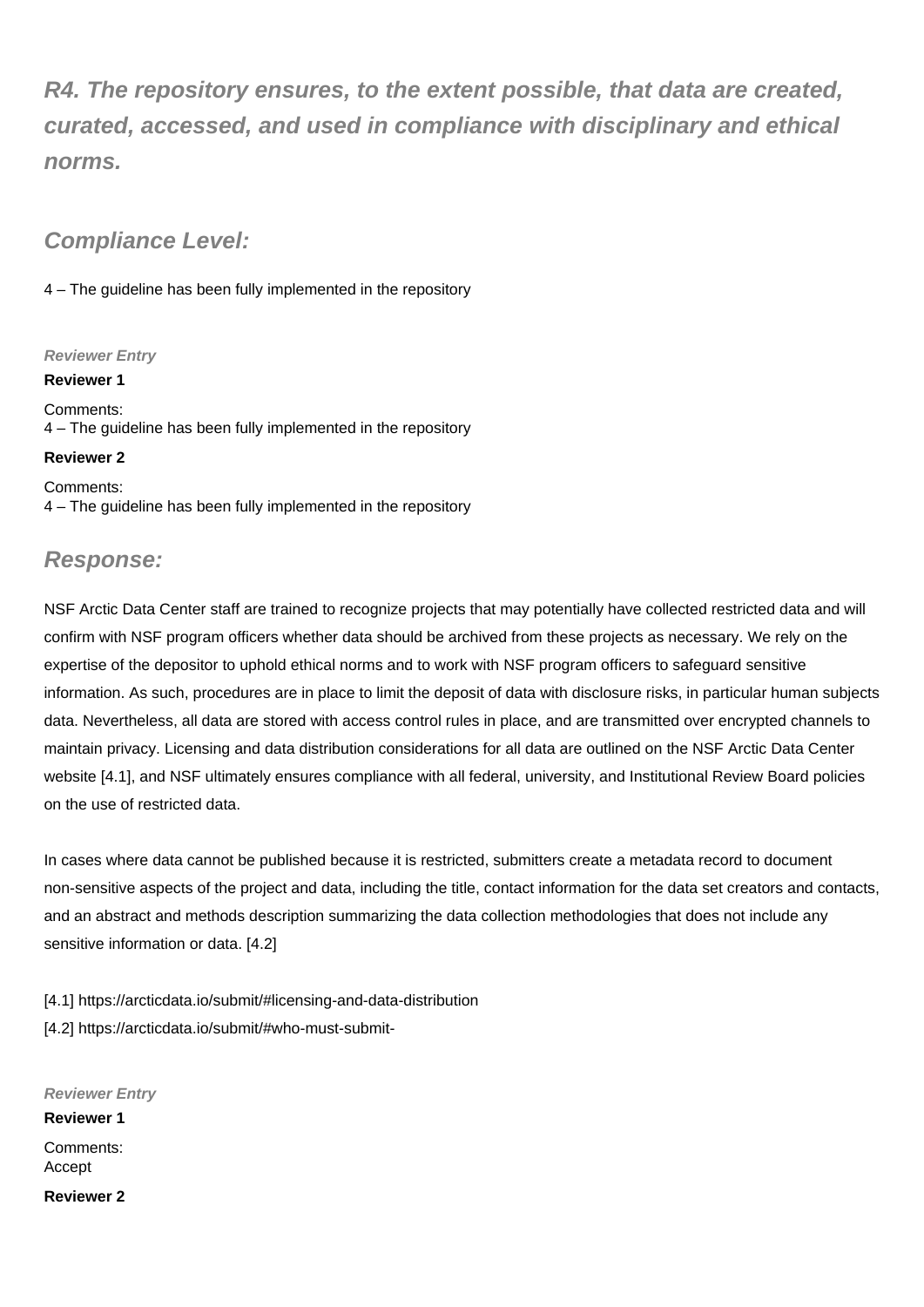## R4. The repository ensures, to the extent possible, that data are created, curated, accessed, and used in compliance with disciplinary and ethical norms.

### Compliance Level:

4 – The guideline has been fully implemented in the repository

***Reviewer Entry***

**Reviewer 1**

Comments:
4 – The guideline has been fully implemented in the repository

**Reviewer 2**

Comments:
4 – The guideline has been fully implemented in the repository

### Response:

NSF Arctic Data Center staff are trained to recognize projects that may potentially have collected restricted data and will confirm with NSF program officers whether data should be archived from these projects as necessary. We rely on the expertise of the depositor to uphold ethical norms and to work with NSF program officers to safeguard sensitive information. As such, procedures are in place to limit the deposit of data with disclosure risks, in particular human subjects data. Nevertheless, all data are stored with access control rules in place, and are transmitted over encrypted channels to maintain privacy. Licensing and data distribution considerations for all data are outlined on the NSF Arctic Data Center website [4.1], and NSF ultimately ensures compliance with all federal, university, and Institutional Review Board policies on the use of restricted data.

In cases where data cannot be published because it is restricted, submitters create a metadata record to document non-sensitive aspects of the project and data, including the title, contact information for the data set creators and contacts, and an abstract and methods description summarizing the data collection methodologies that does not include any sensitive information or data. [4.2]

[4.1] https://arcticdata.io/submit/#licensing-and-data-distribution
[4.2] https://arcticdata.io/submit/#who-must-submit-

***Reviewer Entry***

**Reviewer 1**

Comments:
Accept

**Reviewer 2**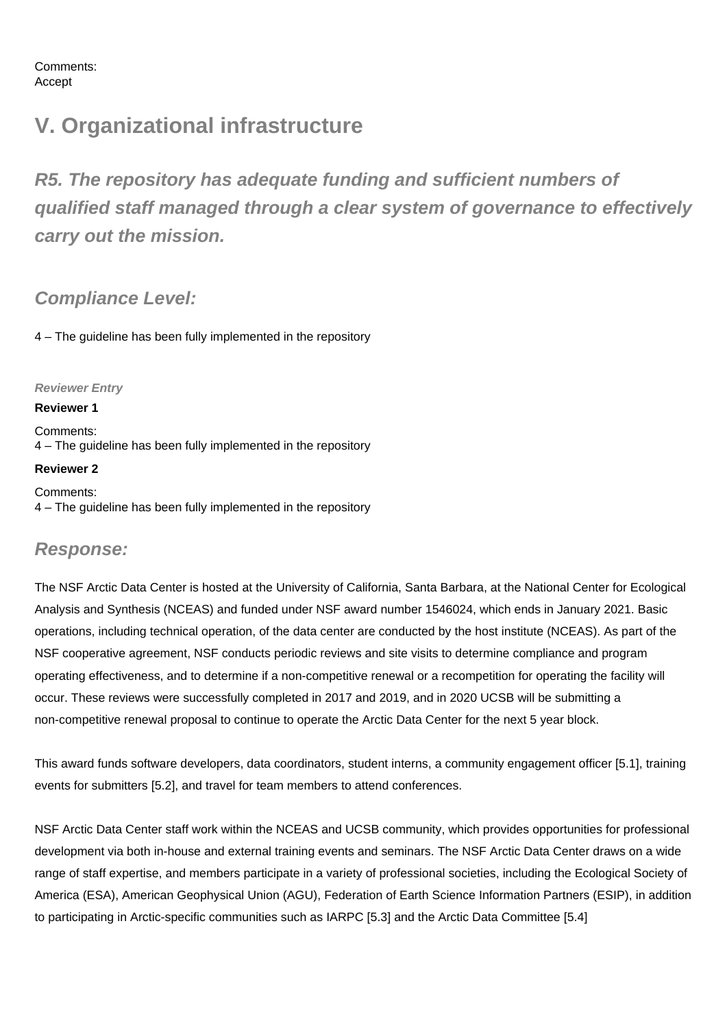Comments:
Accept

## V. Organizational infrastructure

### *R5. The repository has adequate funding and sufficient numbers of qualified staff managed through a clear system of governance to effectively carry out the mission.*

### *Compliance Level:*

4 – The guideline has been fully implemented in the repository

*Reviewer Entry*

**Reviewer 1**

Comments:
4 – The guideline has been fully implemented in the repository

**Reviewer 2**

Comments:
4 – The guideline has been fully implemented in the repository

### *Response:*

The NSF Arctic Data Center is hosted at the University of California, Santa Barbara, at the National Center for Ecological Analysis and Synthesis (NCEAS) and funded under NSF award number 1546024, which ends in January 2021. Basic operations, including technical operation, of the data center are conducted by the host institute (NCEAS). As part of the NSF cooperative agreement, NSF conducts periodic reviews and site visits to determine compliance and program operating effectiveness, and to determine if a non-competitive renewal or a recompetition for operating the facility will occur. These reviews were successfully completed in 2017 and 2019, and in 2020 UCSB will be submitting a non-competitive renewal proposal to continue to operate the Arctic Data Center for the next 5 year block.

This award funds software developers, data coordinators, student interns, a community engagement officer [5.1], training events for submitters [5.2], and travel for team members to attend conferences.

NSF Arctic Data Center staff work within the NCEAS and UCSB community, which provides opportunities for professional development via both in-house and external training events and seminars. The NSF Arctic Data Center draws on a wide range of staff expertise, and members participate in a variety of professional societies, including the Ecological Society of America (ESA), American Geophysical Union (AGU), Federation of Earth Science Information Partners (ESIP), in addition to participating in Arctic-specific communities such as IARPC [5.3] and the Arctic Data Committee [5.4]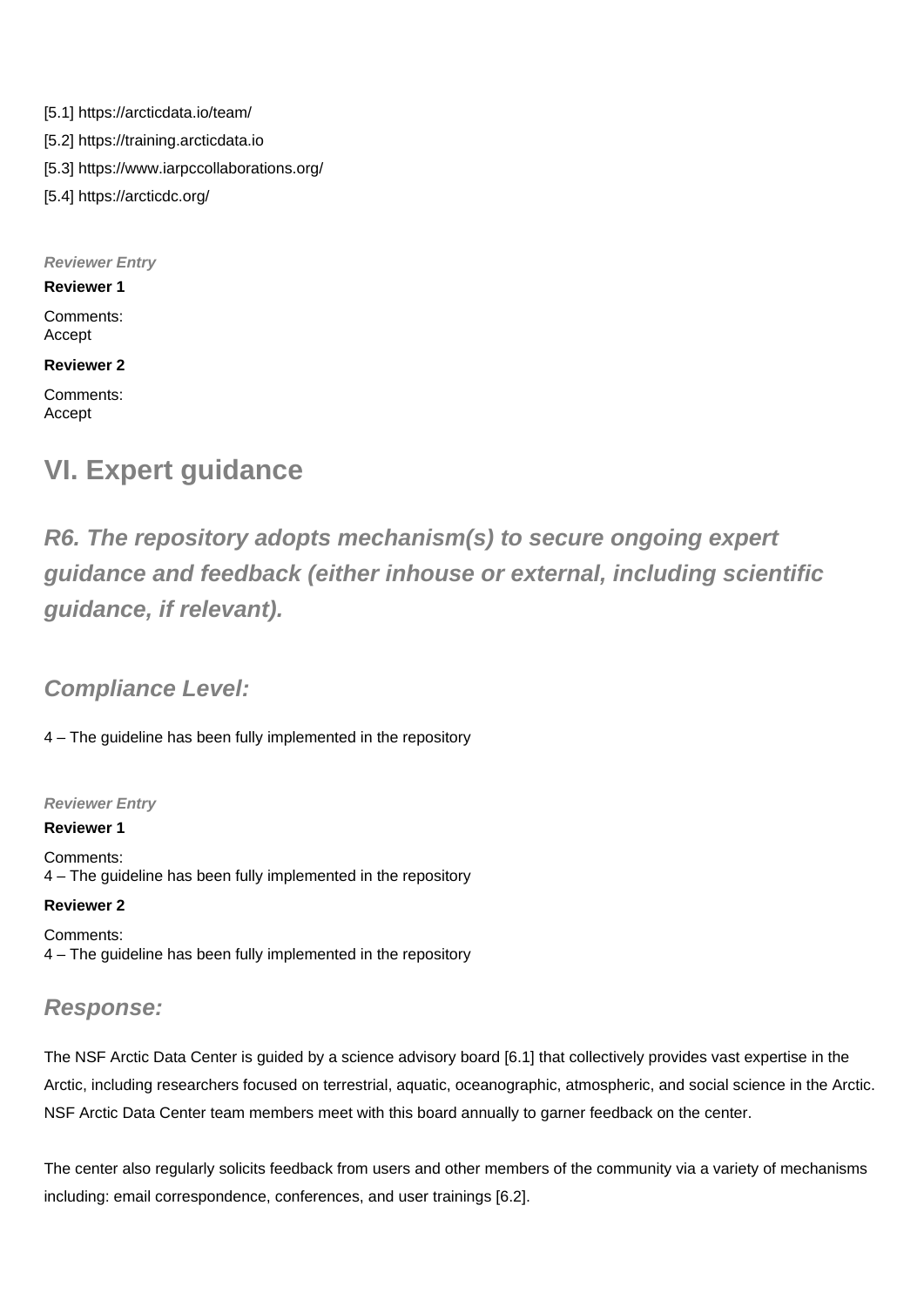[5.1] https://arcticdata.io/team/

[5.2] https://training.arcticdata.io

[5.3] https://www.iarpccollaborations.org/

[5.4] https://arcticdc.org/

***Reviewer Entry***

**Reviewer 1**

Comments:
Accept

**Reviewer 2**

Comments:
Accept

# VI. Expert guidance

## *R6. The repository adopts mechanism(s) to secure ongoing expert guidance and feedback (either inhouse or external, including scientific guidance, if relevant).*

### *Compliance Level:*

4 – The guideline has been fully implemented in the repository

***Reviewer Entry***

**Reviewer 1**

Comments:
4 – The guideline has been fully implemented in the repository

**Reviewer 2**

Comments:
4 – The guideline has been fully implemented in the repository

### *Response:*

The NSF Arctic Data Center is guided by a science advisory board [6.1] that collectively provides vast expertise in the Arctic, including researchers focused on terrestrial, aquatic, oceanographic, atmospheric, and social science in the Arctic. NSF Arctic Data Center team members meet with this board annually to garner feedback on the center.

The center also regularly solicits feedback from users and other members of the community via a variety of mechanisms including: email correspondence, conferences, and user trainings [6.2].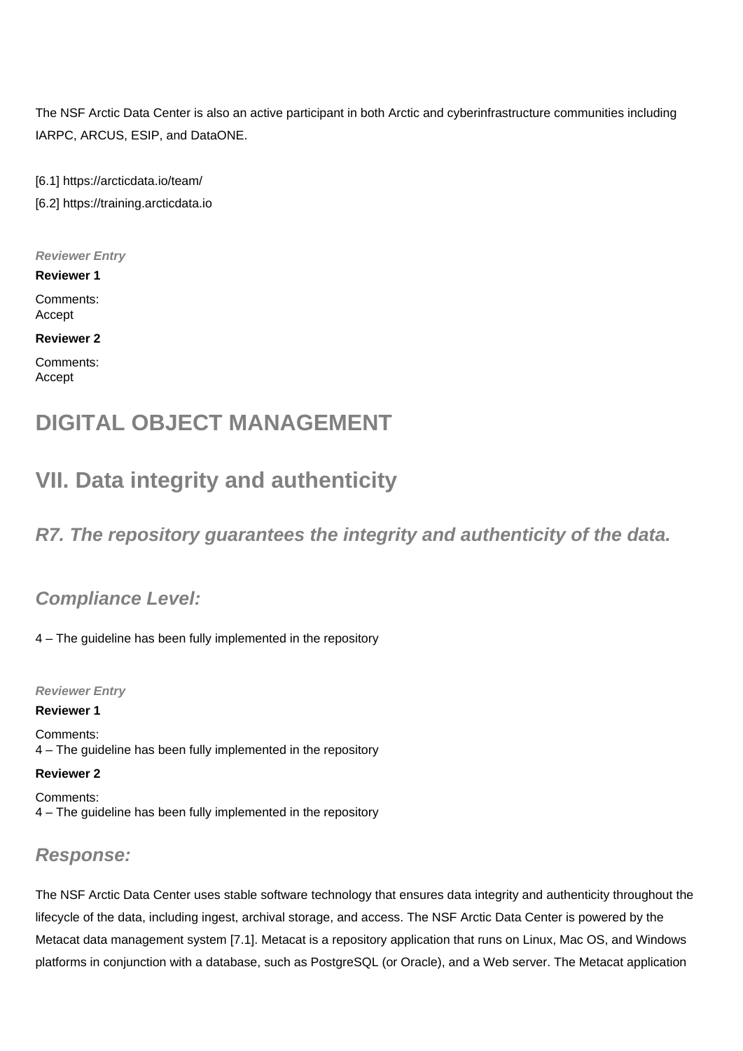The NSF Arctic Data Center is also an active participant in both Arctic and cyberinfrastructure communities including IARPC, ARCUS, ESIP, and DataONE.

[6.1] https://arcticdata.io/team/

[6.2] https://training.arcticdata.io

***Reviewer Entry***

**Reviewer 1**

Comments:
Accept

**Reviewer 2**

Comments:
Accept

# DIGITAL OBJECT MANAGEMENT

# VII. Data integrity and authenticity

## *R7. The repository guarantees the integrity and authenticity of the data.*

### *Compliance Level:*

4 – The guideline has been fully implemented in the repository

***Reviewer Entry***

**Reviewer 1**

Comments:
4 – The guideline has been fully implemented in the repository

**Reviewer 2**

Comments:
4 – The guideline has been fully implemented in the repository

### *Response:*

The NSF Arctic Data Center uses stable software technology that ensures data integrity and authenticity throughout the lifecycle of the data, including ingest, archival storage, and access. The NSF Arctic Data Center is powered by the Metacat data management system [7.1]. Metacat is a repository application that runs on Linux, Mac OS, and Windows platforms in conjunction with a database, such as PostgreSQL (or Oracle), and a Web server. The Metacat application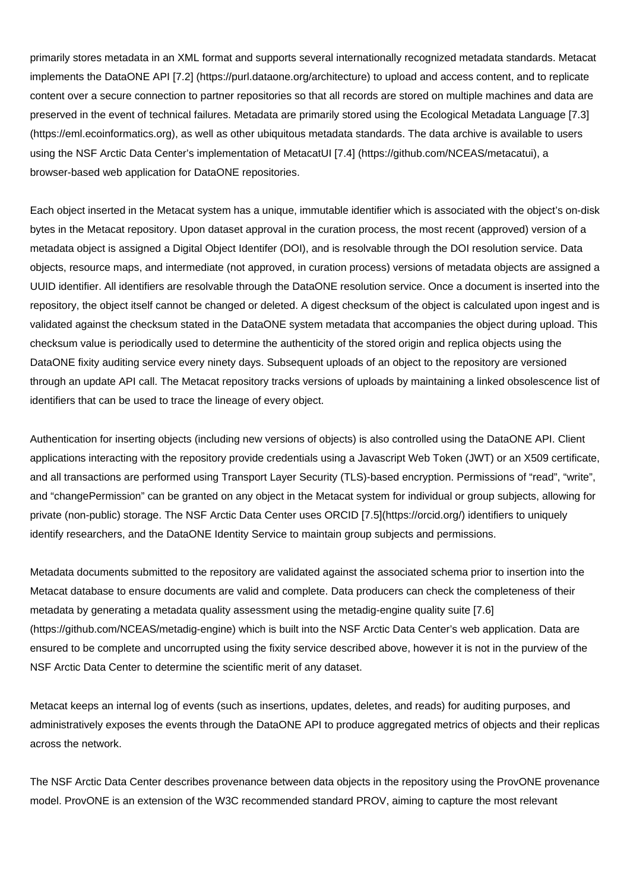primarily stores metadata in an XML format and supports several internationally recognized metadata standards. Metacat implements the DataONE API [7.2] (https://purl.dataone.org/architecture) to upload and access content, and to replicate content over a secure connection to partner repositories so that all records are stored on multiple machines and data are preserved in the event of technical failures. Metadata are primarily stored using the Ecological Metadata Language [7.3] (https://eml.ecoinformatics.org), as well as other ubiquitous metadata standards. The data archive is available to users using the NSF Arctic Data Center's implementation of MetacatUI [7.4] (https://github.com/NCEAS/metacatui), a browser-based web application for DataONE repositories.

Each object inserted in the Metacat system has a unique, immutable identifier which is associated with the object's on-disk bytes in the Metacat repository. Upon dataset approval in the curation process, the most recent (approved) version of a metadata object is assigned a Digital Object Identifer (DOI), and is resolvable through the DOI resolution service. Data objects, resource maps, and intermediate (not approved, in curation process) versions of metadata objects are assigned a UUID identifier. All identifiers are resolvable through the DataONE resolution service. Once a document is inserted into the repository, the object itself cannot be changed or deleted. A digest checksum of the object is calculated upon ingest and is validated against the checksum stated in the DataONE system metadata that accompanies the object during upload. This checksum value is periodically used to determine the authenticity of the stored origin and replica objects using the DataONE fixity auditing service every ninety days. Subsequent uploads of an object to the repository are versioned through an update API call. The Metacat repository tracks versions of uploads by maintaining a linked obsolescence list of identifiers that can be used to trace the lineage of every object.

Authentication for inserting objects (including new versions of objects) is also controlled using the DataONE API. Client applications interacting with the repository provide credentials using a Javascript Web Token (JWT) or an X509 certificate, and all transactions are performed using Transport Layer Security (TLS)-based encryption. Permissions of "read", "write", and "changePermission" can be granted on any object in the Metacat system for individual or group subjects, allowing for private (non-public) storage. The NSF Arctic Data Center uses ORCID [7.5](https://orcid.org/) identifiers to uniquely identify researchers, and the DataONE Identity Service to maintain group subjects and permissions.

Metadata documents submitted to the repository are validated against the associated schema prior to insertion into the Metacat database to ensure documents are valid and complete. Data producers can check the completeness of their metadata by generating a metadata quality assessment using the metadig-engine quality suite [7.6] (https://github.com/NCEAS/metadig-engine) which is built into the NSF Arctic Data Center's web application. Data are ensured to be complete and uncorrupted using the fixity service described above, however it is not in the purview of the NSF Arctic Data Center to determine the scientific merit of any dataset.

Metacat keeps an internal log of events (such as insertions, updates, deletes, and reads) for auditing purposes, and administratively exposes the events through the DataONE API to produce aggregated metrics of objects and their replicas across the network.

The NSF Arctic Data Center describes provenance between data objects in the repository using the ProvONE provenance model. ProvONE is an extension of the W3C recommended standard PROV, aiming to capture the most relevant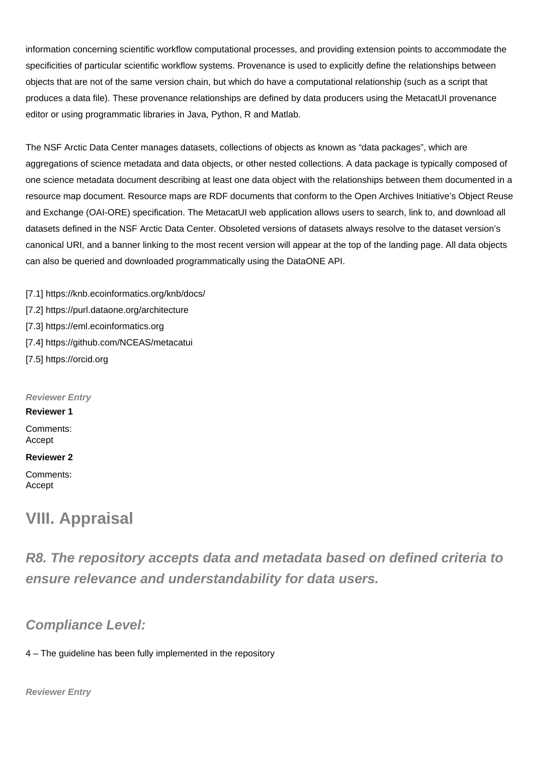information concerning scientific workflow computational processes, and providing extension points to accommodate the specificities of particular scientific workflow systems. Provenance is used to explicitly define the relationships between objects that are not of the same version chain, but which do have a computational relationship (such as a script that produces a data file). These provenance relationships are defined by data producers using the MetacatUI provenance editor or using programmatic libraries in Java, Python, R and Matlab.

The NSF Arctic Data Center manages datasets, collections of objects as known as “data packages”, which are aggregations of science metadata and data objects, or other nested collections. A data package is typically composed of one science metadata document describing at least one data object with the relationships between them documented in a resource map document. Resource maps are RDF documents that conform to the Open Archives Initiative’s Object Reuse and Exchange (OAI-ORE) specification. The MetacatUI web application allows users to search, link to, and download all datasets defined in the NSF Arctic Data Center. Obsoleted versions of datasets always resolve to the dataset version’s canonical URI, and a banner linking to the most recent version will appear at the top of the landing page. All data objects can also be queried and downloaded programmatically using the DataONE API.

[7.1] https://knb.ecoinformatics.org/knb/docs/
[7.2] https://purl.dataone.org/architecture
[7.3] https://eml.ecoinformatics.org
[7.4] https://github.com/NCEAS/metacatui
[7.5] https://orcid.org

***Reviewer Entry***

**Reviewer 1**

Comments:
Accept

**Reviewer 2**

Comments:
Accept

## VIII. Appraisal

### *R8. The repository accepts data and metadata based on defined criteria to ensure relevance and understandability for data users.*

### *Compliance Level:*

4 – The guideline has been fully implemented in the repository

***Reviewer Entry***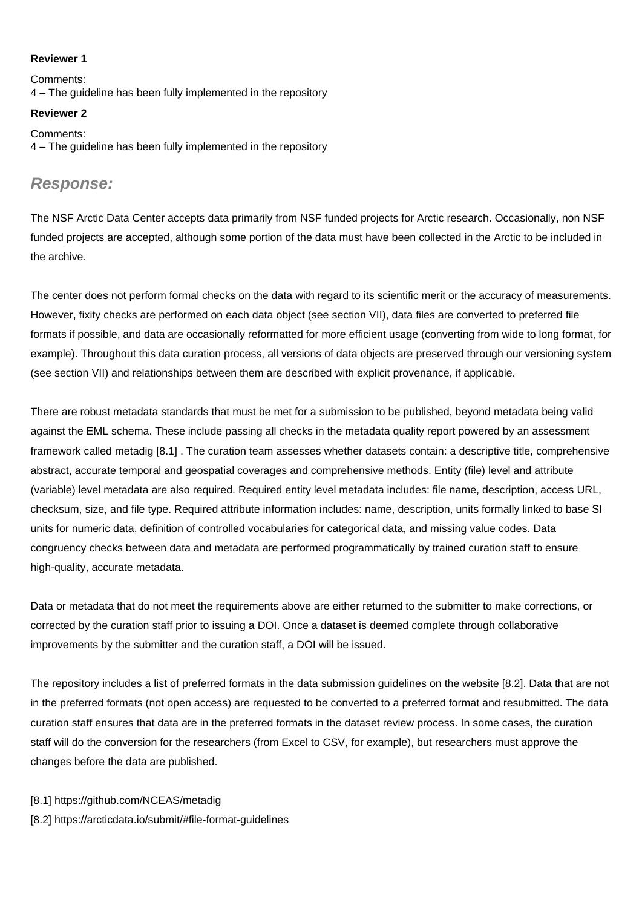**Reviewer 1**

Comments:
4 – The guideline has been fully implemented in the repository

**Reviewer 2**

Comments:
4 – The guideline has been fully implemented in the repository

## *Response:*

The NSF Arctic Data Center accepts data primarily from NSF funded projects for Arctic research. Occasionally, non NSF funded projects are accepted, although some portion of the data must have been collected in the Arctic to be included in the archive.

The center does not perform formal checks on the data with regard to its scientific merit or the accuracy of measurements. However, fixity checks are performed on each data object (see section VII), data files are converted to preferred file formats if possible, and data are occasionally reformatted for more efficient usage (converting from wide to long format, for example). Throughout this data curation process, all versions of data objects are preserved through our versioning system (see section VII) and relationships between them are described with explicit provenance, if applicable.

There are robust metadata standards that must be met for a submission to be published, beyond metadata being valid against the EML schema. These include passing all checks in the metadata quality report powered by an assessment framework called metadig [8.1] . The curation team assesses whether datasets contain: a descriptive title, comprehensive abstract, accurate temporal and geospatial coverages and comprehensive methods. Entity (file) level and attribute (variable) level metadata are also required. Required entity level metadata includes: file name, description, access URL, checksum, size, and file type. Required attribute information includes: name, description, units formally linked to base SI units for numeric data, definition of controlled vocabularies for categorical data, and missing value codes. Data congruency checks between data and metadata are performed programmatically by trained curation staff to ensure high-quality, accurate metadata.

Data or metadata that do not meet the requirements above are either returned to the submitter to make corrections, or corrected by the curation staff prior to issuing a DOI. Once a dataset is deemed complete through collaborative improvements by the submitter and the curation staff, a DOI will be issued.

The repository includes a list of preferred formats in the data submission guidelines on the website [8.2]. Data that are not in the preferred formats (not open access) are requested to be converted to a preferred format and resubmitted. The data curation staff ensures that data are in the preferred formats in the dataset review process. In some cases, the curation staff will do the conversion for the researchers (from Excel to CSV, for example), but researchers must approve the changes before the data are published.

[8.1] https://github.com/NCEAS/metadig
[8.2] https://arcticdata.io/submit/#file-format-guidelines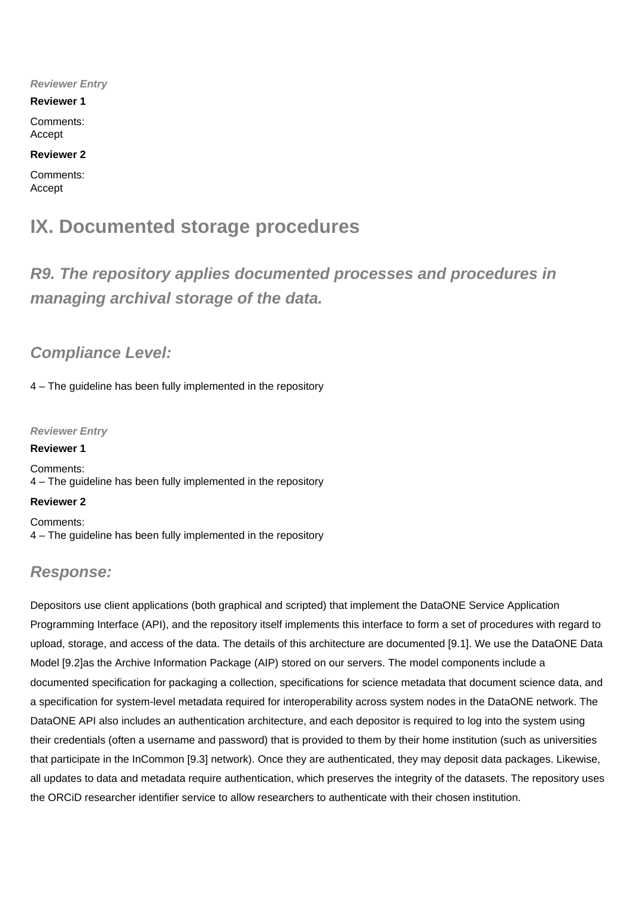*Reviewer Entry*

**Reviewer 1**

Comments:
Accept

**Reviewer 2**

Comments:
Accept

## IX. Documented storage procedures

### *R9. The repository applies documented processes and procedures in managing archival storage of the data.*

### *Compliance Level:*

4 – The guideline has been fully implemented in the repository

*Reviewer Entry*

**Reviewer 1**

Comments:
4 – The guideline has been fully implemented in the repository

**Reviewer 2**

Comments:
4 – The guideline has been fully implemented in the repository

### *Response:*

Depositors use client applications (both graphical and scripted) that implement the DataONE Service Application Programming Interface (API), and the repository itself implements this interface to form a set of procedures with regard to upload, storage, and access of the data. The details of this architecture are documented [9.1]. We use the DataONE Data Model [9.2]as the Archive Information Package (AIP) stored on our servers. The model components include a documented specification for packaging a collection, specifications for science metadata that document science data, and a specification for system-level metadata required for interoperability across system nodes in the DataONE network. The DataONE API also includes an authentication architecture, and each depositor is required to log into the system using their credentials (often a username and password) that is provided to them by their home institution (such as universities that participate in the InCommon [9.3] network). Once they are authenticated, they may deposit data packages. Likewise, all updates to data and metadata require authentication, which preserves the integrity of the datasets. The repository uses the ORCiD researcher identifier service to allow researchers to authenticate with their chosen institution.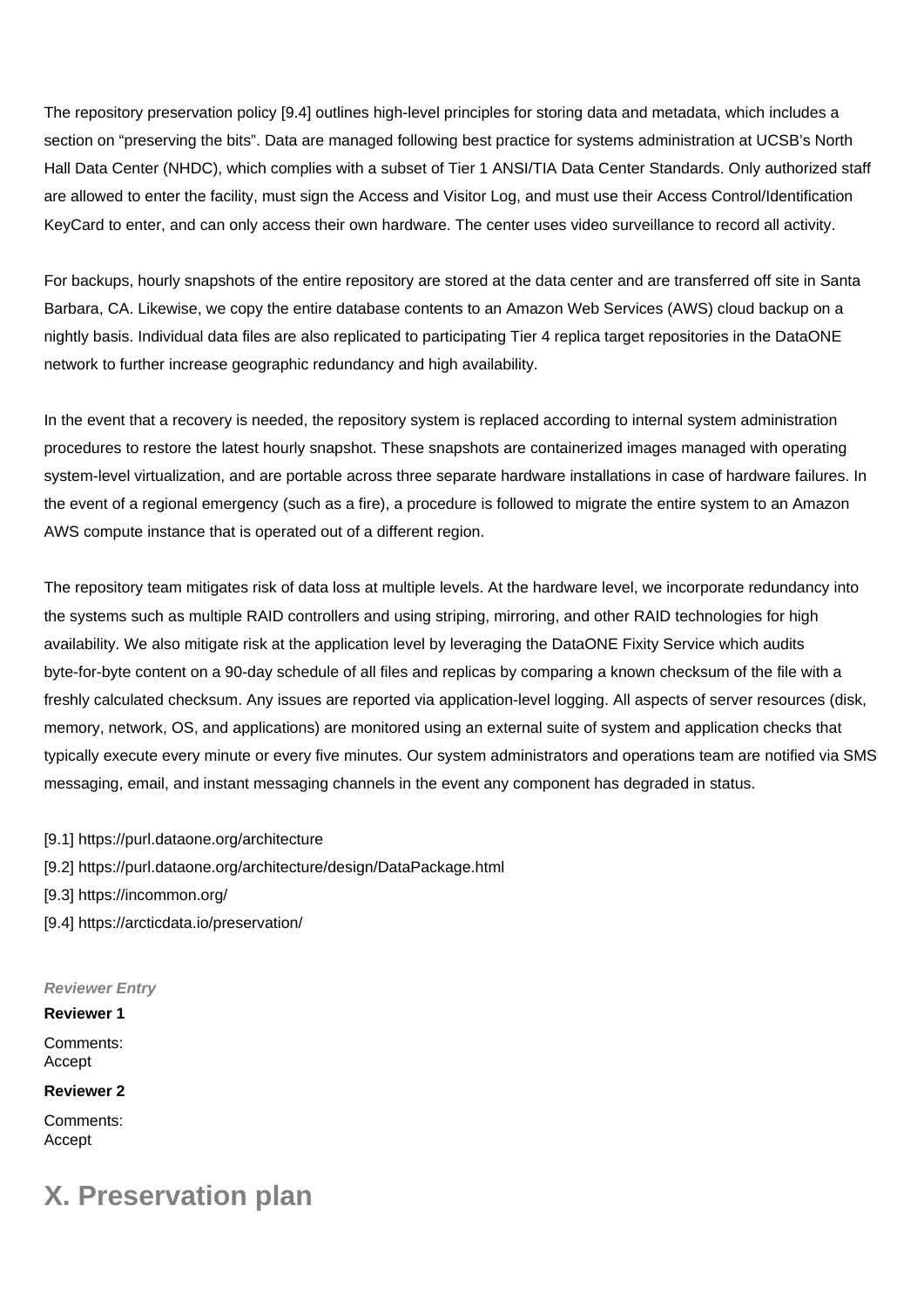The repository preservation policy [9.4] outlines high-level principles for storing data and metadata, which includes a section on "preserving the bits". Data are managed following best practice for systems administration at UCSB's North Hall Data Center (NHDC), which complies with a subset of Tier 1 ANSI/TIA Data Center Standards. Only authorized staff are allowed to enter the facility, must sign the Access and Visitor Log, and must use their Access Control/Identification KeyCard to enter, and can only access their own hardware. The center uses video surveillance to record all activity.

For backups, hourly snapshots of the entire repository are stored at the data center and are transferred off site in Santa Barbara, CA. Likewise, we copy the entire database contents to an Amazon Web Services (AWS) cloud backup on a nightly basis. Individual data files are also replicated to participating Tier 4 replica target repositories in the DataONE network to further increase geographic redundancy and high availability.

In the event that a recovery is needed, the repository system is replaced according to internal system administration procedures to restore the latest hourly snapshot. These snapshots are containerized images managed with operating system-level virtualization, and are portable across three separate hardware installations in case of hardware failures. In the event of a regional emergency (such as a fire), a procedure is followed to migrate the entire system to an Amazon AWS compute instance that is operated out of a different region.

The repository team mitigates risk of data loss at multiple levels. At the hardware level, we incorporate redundancy into the systems such as multiple RAID controllers and using striping, mirroring, and other RAID technologies for high availability. We also mitigate risk at the application level by leveraging the DataONE Fixity Service which audits byte-for-byte content on a 90-day schedule of all files and replicas by comparing a known checksum of the file with a freshly calculated checksum. Any issues are reported via application-level logging. All aspects of server resources (disk, memory, network, OS, and applications) are monitored using an external suite of system and application checks that typically execute every minute or every five minutes. Our system administrators and operations team are notified via SMS messaging, email, and instant messaging channels in the event any component has degraded in status.

[9.1] https://purl.dataone.org/architecture
[9.2] https://purl.dataone.org/architecture/design/DataPackage.html
[9.3] https://incommon.org/
[9.4] https://arcticdata.io/preservation/

***Reviewer Entry***

**Reviewer 1**

Comments:
Accept

**Reviewer 2**

Comments:
Accept

# X. Preservation plan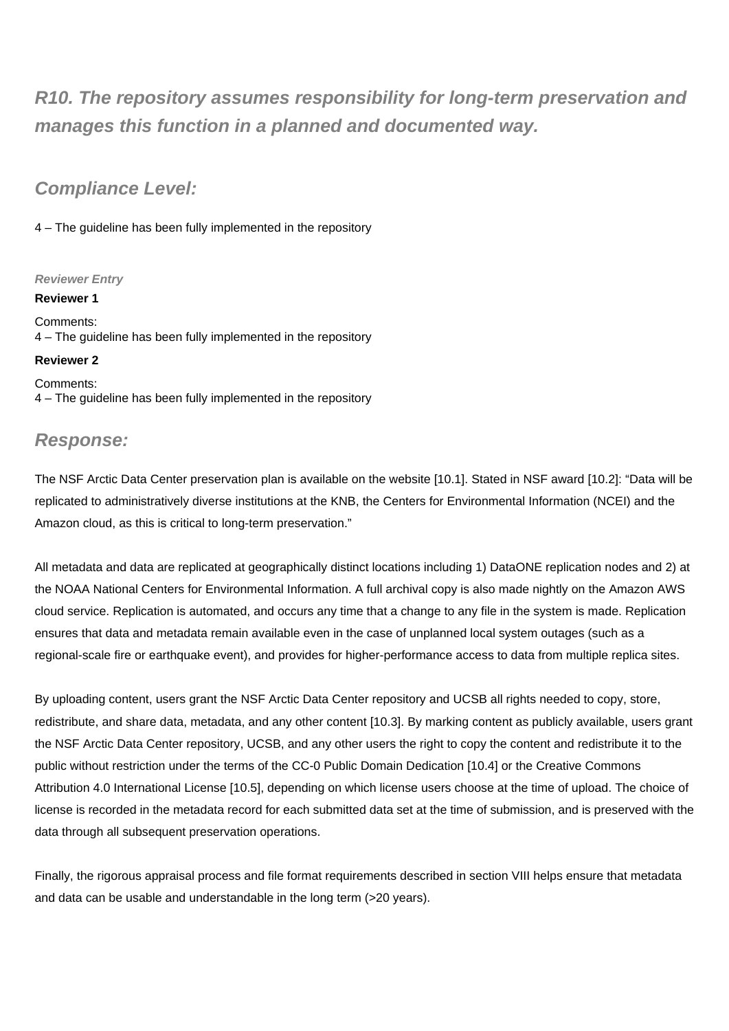## *R10. The repository assumes responsibility for long-term preservation and manages this function in a planned and documented way.*

## *Compliance Level:*

4 – The guideline has been fully implemented in the repository

***Reviewer Entry***

**Reviewer 1**

Comments:
4 – The guideline has been fully implemented in the repository

**Reviewer 2**

Comments:
4 – The guideline has been fully implemented in the repository

## *Response:*

The NSF Arctic Data Center preservation plan is available on the website [10.1]. Stated in NSF award [10.2]: "Data will be replicated to administratively diverse institutions at the KNB, the Centers for Environmental Information (NCEI) and the Amazon cloud, as this is critical to long-term preservation."

All metadata and data are replicated at geographically distinct locations including 1) DataONE replication nodes and 2) at the NOAA National Centers for Environmental Information. A full archival copy is also made nightly on the Amazon AWS cloud service. Replication is automated, and occurs any time that a change to any file in the system is made. Replication ensures that data and metadata remain available even in the case of unplanned local system outages (such as a regional-scale fire or earthquake event), and provides for higher-performance access to data from multiple replica sites.

By uploading content, users grant the NSF Arctic Data Center repository and UCSB all rights needed to copy, store, redistribute, and share data, metadata, and any other content [10.3]. By marking content as publicly available, users grant the NSF Arctic Data Center repository, UCSB, and any other users the right to copy the content and redistribute it to the public without restriction under the terms of the CC-0 Public Domain Dedication [10.4] or the Creative Commons Attribution 4.0 International License [10.5], depending on which license users choose at the time of upload. The choice of license is recorded in the metadata record for each submitted data set at the time of submission, and is preserved with the data through all subsequent preservation operations.

Finally, the rigorous appraisal process and file format requirements described in section VIII helps ensure that metadata and data can be usable and understandable in the long term (>20 years).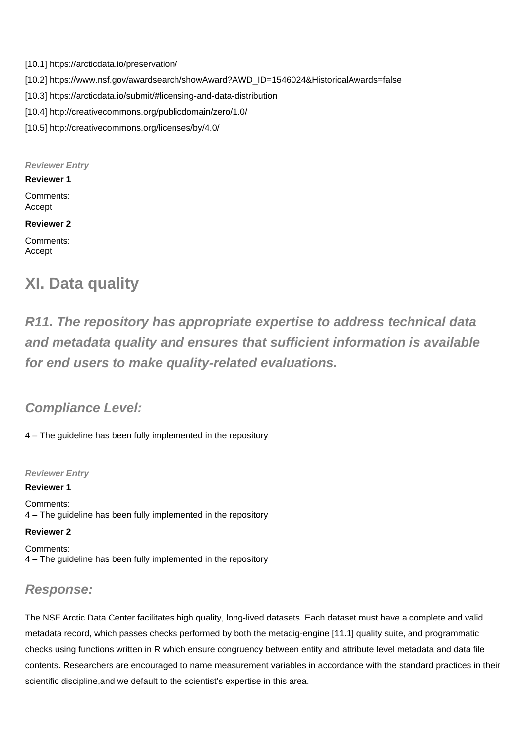[10.1] https://arcticdata.io/preservation/

[10.2] https://www.nsf.gov/awardsearch/showAward?AWD_ID=1546024&HistoricalAwards=false

[10.3] https://arcticdata.io/submit/#licensing-and-data-distribution

[10.4] http://creativecommons.org/publicdomain/zero/1.0/

[10.5] http://creativecommons.org/licenses/by/4.0/

***Reviewer Entry***

**Reviewer 1**

Comments:
Accept

**Reviewer 2**

Comments:
Accept

## XI. Data quality

### *R11. The repository has appropriate expertise to address technical data and metadata quality and ensures that sufficient information is available for end users to make quality-related evaluations.*

### *Compliance Level:*

4 – The guideline has been fully implemented in the repository

***Reviewer Entry***

**Reviewer 1**

Comments:
4 – The guideline has been fully implemented in the repository

**Reviewer 2**

Comments:
4 – The guideline has been fully implemented in the repository

### *Response:*

The NSF Arctic Data Center facilitates high quality, long-lived datasets. Each dataset must have a complete and valid metadata record, which passes checks performed by both the metadig-engine [11.1] quality suite, and programmatic checks using functions written in R which ensure congruency between entity and attribute level metadata and data file contents. Researchers are encouraged to name measurement variables in accordance with the standard practices in their scientific discipline,and we default to the scientist's expertise in this area.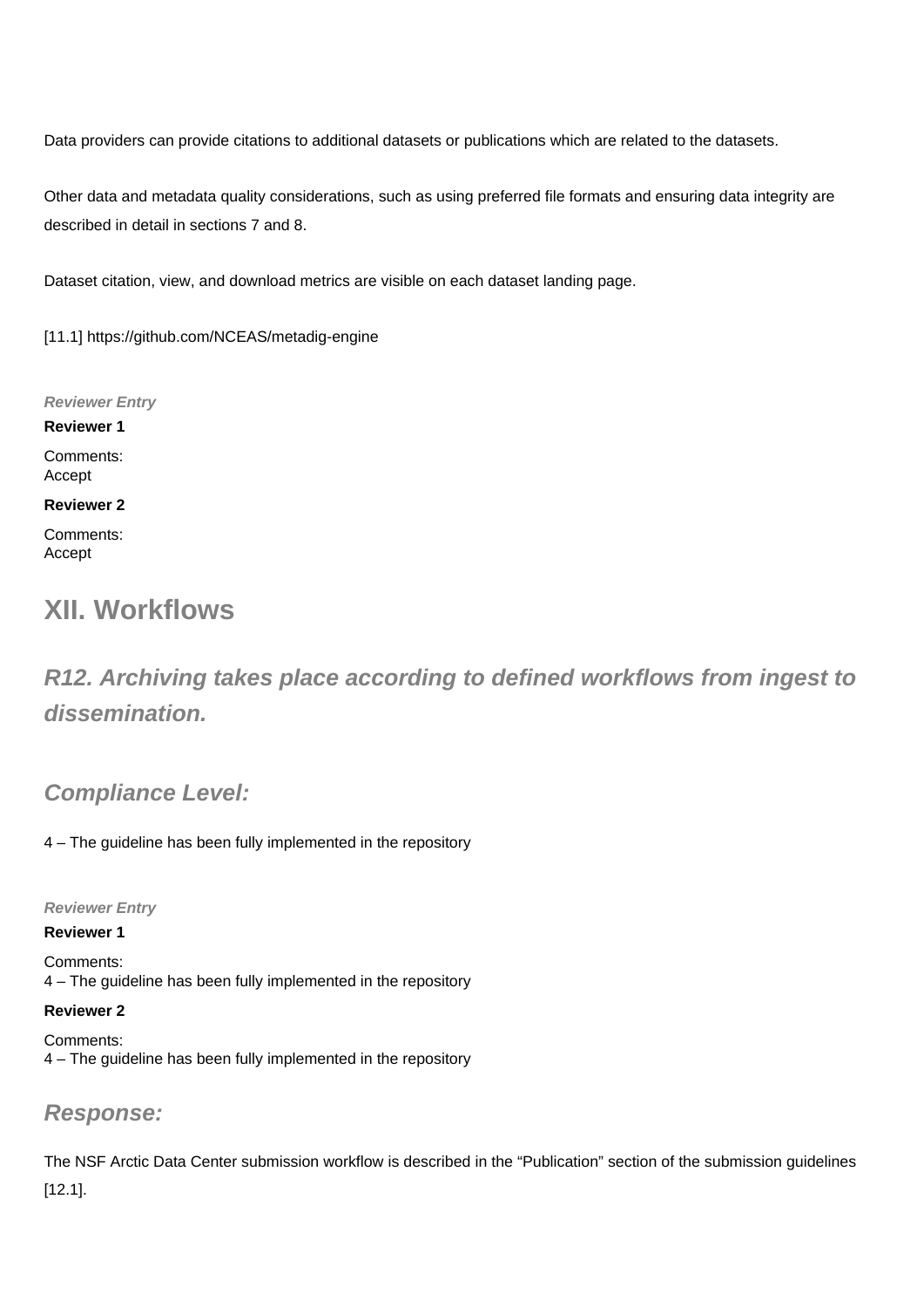Data providers can provide citations to additional datasets or publications which are related to the datasets.

Other data and metadata quality considerations, such as using preferred file formats and ensuring data integrity are described in detail in sections 7 and 8.

Dataset citation, view, and download metrics are visible on each dataset landing page.

[11.1] https://github.com/NCEAS/metadig-engine

***Reviewer Entry***

**Reviewer 1**

Comments:
Accept

**Reviewer 2**

Comments:
Accept

# XII. Workflows

## *R12. Archiving takes place according to defined workflows from ingest to dissemination.*

### *Compliance Level:*

4 – The guideline has been fully implemented in the repository

***Reviewer Entry***

**Reviewer 1**

Comments:
4 – The guideline has been fully implemented in the repository

**Reviewer 2**

Comments:
4 – The guideline has been fully implemented in the repository

### *Response:*

The NSF Arctic Data Center submission workflow is described in the “Publication” section of the submission guidelines [12.1].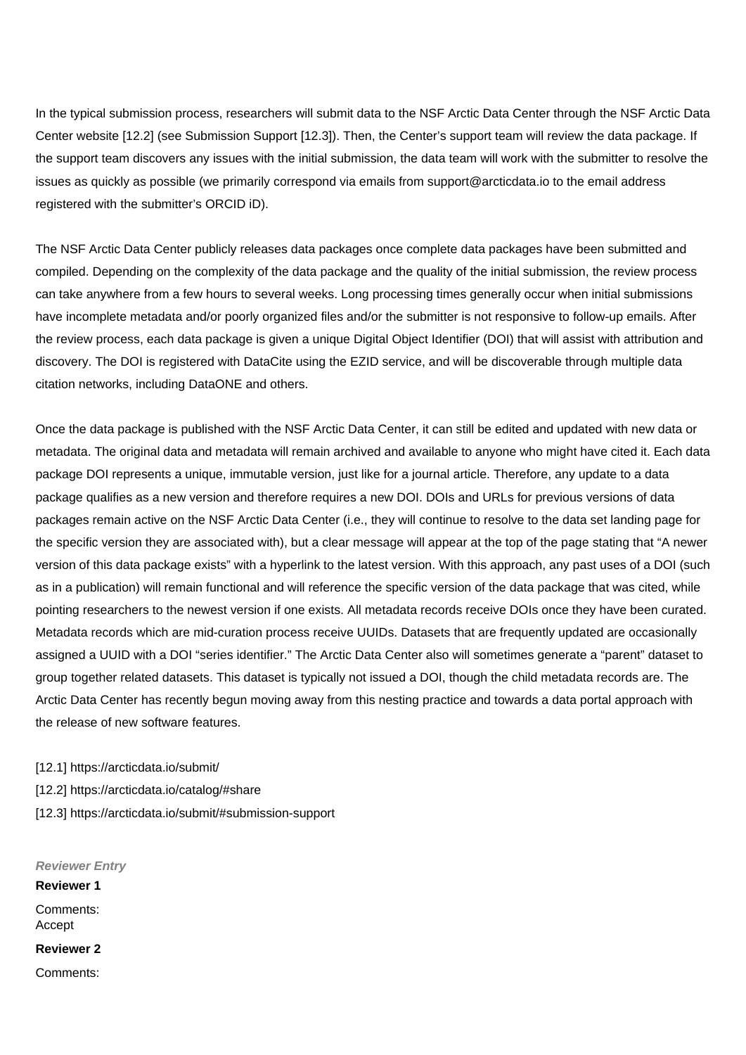In the typical submission process, researchers will submit data to the NSF Arctic Data Center through the NSF Arctic Data Center website [12.2] (see Submission Support [12.3]). Then, the Center's support team will review the data package. If the support team discovers any issues with the initial submission, the data team will work with the submitter to resolve the issues as quickly as possible (we primarily correspond via emails from support@arcticdata.io to the email address registered with the submitter's ORCID iD).

The NSF Arctic Data Center publicly releases data packages once complete data packages have been submitted and compiled. Depending on the complexity of the data package and the quality of the initial submission, the review process can take anywhere from a few hours to several weeks. Long processing times generally occur when initial submissions have incomplete metadata and/or poorly organized files and/or the submitter is not responsive to follow-up emails. After the review process, each data package is given a unique Digital Object Identifier (DOI) that will assist with attribution and discovery. The DOI is registered with DataCite using the EZID service, and will be discoverable through multiple data citation networks, including DataONE and others.

Once the data package is published with the NSF Arctic Data Center, it can still be edited and updated with new data or metadata. The original data and metadata will remain archived and available to anyone who might have cited it. Each data package DOI represents a unique, immutable version, just like for a journal article. Therefore, any update to a data package qualifies as a new version and therefore requires a new DOI. DOIs and URLs for previous versions of data packages remain active on the NSF Arctic Data Center (i.e., they will continue to resolve to the data set landing page for the specific version they are associated with), but a clear message will appear at the top of the page stating that "A newer version of this data package exists" with a hyperlink to the latest version. With this approach, any past uses of a DOI (such as in a publication) will remain functional and will reference the specific version of the data package that was cited, while pointing researchers to the newest version if one exists. All metadata records receive DOIs once they have been curated. Metadata records which are mid-curation process receive UUIDs. Datasets that are frequently updated are occasionally assigned a UUID with a DOI "series identifier." The Arctic Data Center also will sometimes generate a "parent" dataset to group together related datasets. This dataset is typically not issued a DOI, though the child metadata records are. The Arctic Data Center has recently begun moving away from this nesting practice and towards a data portal approach with the release of new software features.

[12.1] https://arcticdata.io/submit/
[12.2] https://arcticdata.io/catalog/#share
[12.3] https://arcticdata.io/submit/#submission-support

***Reviewer Entry***

**Reviewer 1**

Comments:
Accept

**Reviewer 2**

Comments: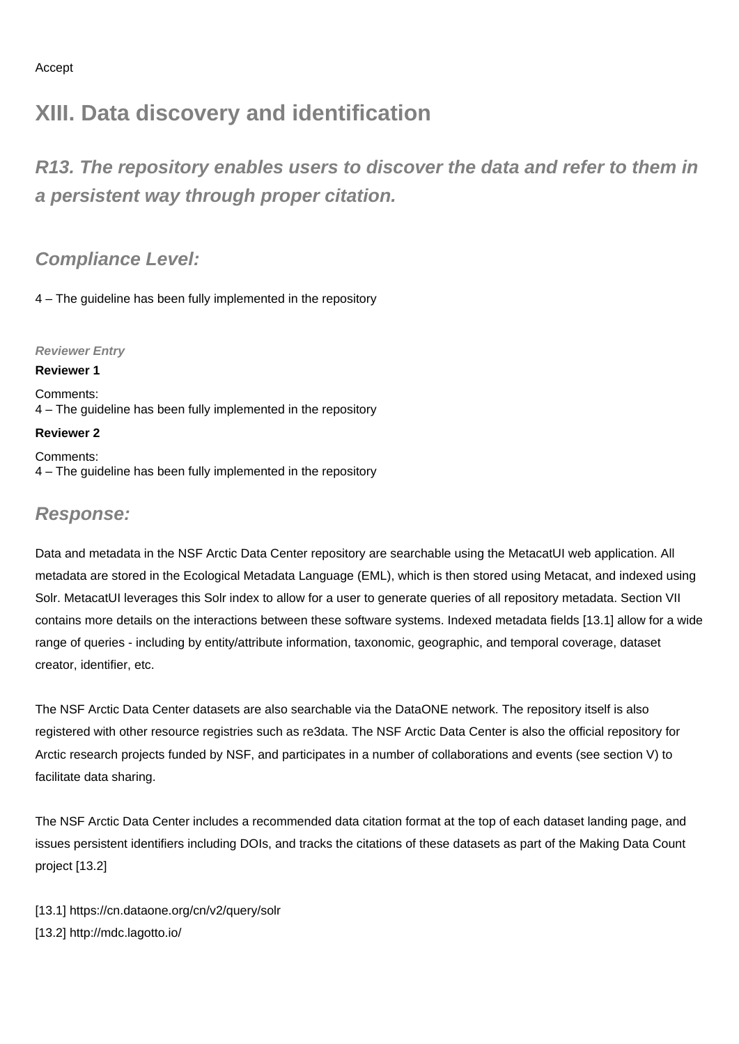Accept

# XIII. Data discovery and identification

## *R13. The repository enables users to discover the data and refer to them in a persistent way through proper citation.*

### *Compliance Level:*

4 – The guideline has been fully implemented in the repository

***Reviewer Entry***

**Reviewer 1**

Comments:
4 – The guideline has been fully implemented in the repository

**Reviewer 2**

Comments:
4 – The guideline has been fully implemented in the repository

### *Response:*

Data and metadata in the NSF Arctic Data Center repository are searchable using the MetacatUI web application. All metadata are stored in the Ecological Metadata Language (EML), which is then stored using Metacat, and indexed using Solr. MetacatUI leverages this Solr index to allow for a user to generate queries of all repository metadata. Section VII contains more details on the interactions between these software systems. Indexed metadata fields [13.1] allow for a wide range of queries - including by entity/attribute information, taxonomic, geographic, and temporal coverage, dataset creator, identifier, etc.

The NSF Arctic Data Center datasets are also searchable via the DataONE network. The repository itself is also registered with other resource registries such as re3data. The NSF Arctic Data Center is also the official repository for Arctic research projects funded by NSF, and participates in a number of collaborations and events (see section V) to facilitate data sharing.

The NSF Arctic Data Center includes a recommended data citation format at the top of each dataset landing page, and issues persistent identifiers including DOIs, and tracks the citations of these datasets as part of the Making Data Count project [13.2]

[13.1] https://cn.dataone.org/cn/v2/query/solr
[13.2] http://mdc.lagotto.io/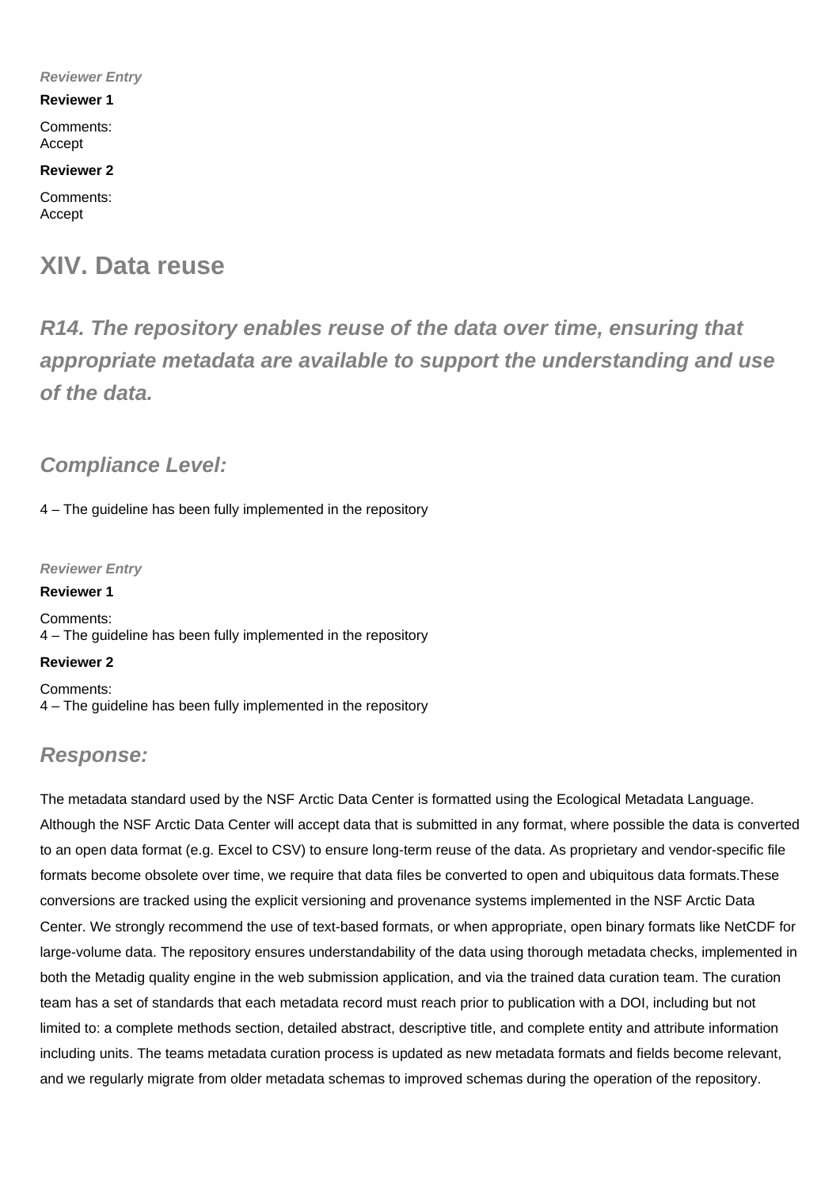***Reviewer Entry***

**Reviewer 1**

Comments:
Accept

**Reviewer 2**

Comments:
Accept

# XIV. Data reuse

## *R14. The repository enables reuse of the data over time, ensuring that appropriate metadata are available to support the understanding and use of the data.*

### *Compliance Level:*

4 – The guideline has been fully implemented in the repository

***Reviewer Entry***

**Reviewer 1**

Comments:
4 – The guideline has been fully implemented in the repository

**Reviewer 2**

Comments:
4 – The guideline has been fully implemented in the repository

### *Response:*

The metadata standard used by the NSF Arctic Data Center is formatted using the Ecological Metadata Language. Although the NSF Arctic Data Center will accept data that is submitted in any format, where possible the data is converted to an open data format (e.g. Excel to CSV) to ensure long-term reuse of the data. As proprietary and vendor-specific file formats become obsolete over time, we require that data files be converted to open and ubiquitous data formats.These conversions are tracked using the explicit versioning and provenance systems implemented in the NSF Arctic Data Center. We strongly recommend the use of text-based formats, or when appropriate, open binary formats like NetCDF for large-volume data. The repository ensures understandability of the data using thorough metadata checks, implemented in both the Metadig quality engine in the web submission application, and via the trained data curation team. The curation team has a set of standards that each metadata record must reach prior to publication with a DOI, including but not limited to: a complete methods section, detailed abstract, descriptive title, and complete entity and attribute information including units. The teams metadata curation process is updated as new metadata formats and fields become relevant, and we regularly migrate from older metadata schemas to improved schemas during the operation of the repository.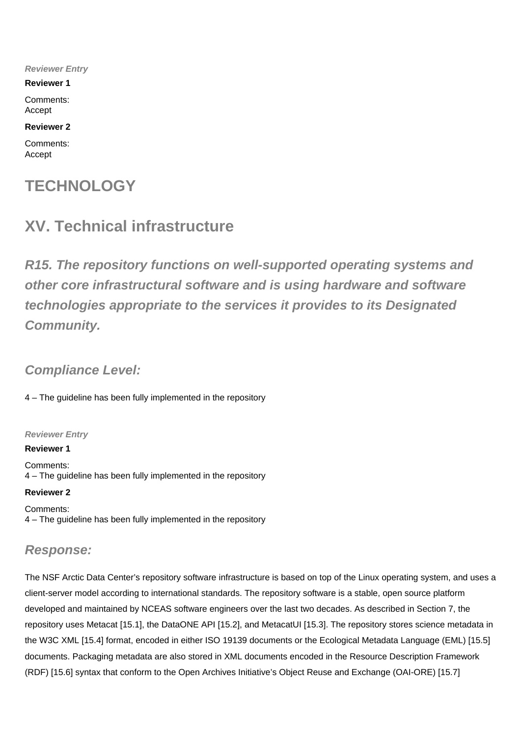*Reviewer Entry*

**Reviewer 1**

Comments:
Accept

**Reviewer 2**

Comments:
Accept

# TECHNOLOGY

## XV. Technical infrastructure

### *R15. The repository functions on well-supported operating systems and other core infrastructural software and is using hardware and software technologies appropriate to the services it provides to its Designated Community.*

#### *Compliance Level:*

4 – The guideline has been fully implemented in the repository

*Reviewer Entry*

**Reviewer 1**

Comments:
4 – The guideline has been fully implemented in the repository

**Reviewer 2**

Comments:
4 – The guideline has been fully implemented in the repository

#### *Response:*

The NSF Arctic Data Center's repository software infrastructure is based on top of the Linux operating system, and uses a client-server model according to international standards. The repository software is a stable, open source platform developed and maintained by NCEAS software engineers over the last two decades. As described in Section 7, the repository uses Metacat [15.1], the DataONE API [15.2], and MetacatUI [15.3]. The repository stores science metadata in the W3C XML [15.4] format, encoded in either ISO 19139 documents or the Ecological Metadata Language (EML) [15.5] documents. Packaging metadata are also stored in XML documents encoded in the Resource Description Framework (RDF) [15.6] syntax that conform to the Open Archives Initiative's Object Reuse and Exchange (OAI-ORE) [15.7]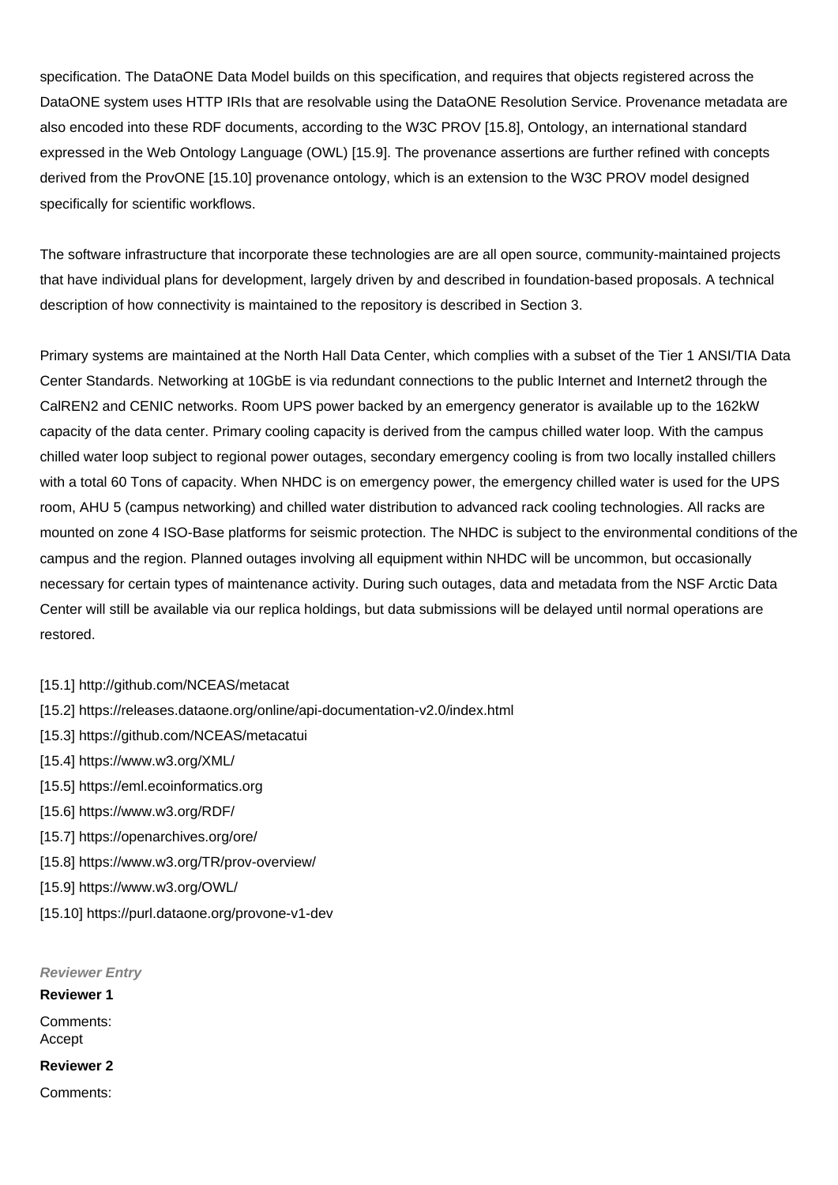specification. The DataONE Data Model builds on this specification, and requires that objects registered across the DataONE system uses HTTP IRIs that are resolvable using the DataONE Resolution Service. Provenance metadata are also encoded into these RDF documents, according to the W3C PROV [15.8], Ontology, an international standard expressed in the Web Ontology Language (OWL) [15.9]. The provenance assertions are further refined with concepts derived from the ProvONE [15.10] provenance ontology, which is an extension to the W3C PROV model designed specifically for scientific workflows.

The software infrastructure that incorporate these technologies are are all open source, community-maintained projects that have individual plans for development, largely driven by and described in foundation-based proposals. A technical description of how connectivity is maintained to the repository is described in Section 3.

Primary systems are maintained at the North Hall Data Center, which complies with a subset of the Tier 1 ANSI/TIA Data Center Standards. Networking at 10GbE is via redundant connections to the public Internet and Internet2 through the CalREN2 and CENIC networks. Room UPS power backed by an emergency generator is available up to the 162kW capacity of the data center. Primary cooling capacity is derived from the campus chilled water loop. With the campus chilled water loop subject to regional power outages, secondary emergency cooling is from two locally installed chillers with a total 60 Tons of capacity. When NHDC is on emergency power, the emergency chilled water is used for the UPS room, AHU 5 (campus networking) and chilled water distribution to advanced rack cooling technologies. All racks are mounted on zone 4 ISO-Base platforms for seismic protection. The NHDC is subject to the environmental conditions of the campus and the region. Planned outages involving all equipment within NHDC will be uncommon, but occasionally necessary for certain types of maintenance activity. During such outages, data and metadata from the NSF Arctic Data Center will still be available via our replica holdings, but data submissions will be delayed until normal operations are restored.

[15.1] http://github.com/NCEAS/metacat
[15.2] https://releases.dataone.org/online/api-documentation-v2.0/index.html
[15.3] https://github.com/NCEAS/metacatui
[15.4] https://www.w3.org/XML/
[15.5] https://eml.ecoinformatics.org
[15.6] https://www.w3.org/RDF/
[15.7] https://openarchives.org/ore/
[15.8] https://www.w3.org/TR/prov-overview/
[15.9] https://www.w3.org/OWL/
[15.10] https://purl.dataone.org/provone-v1-dev

***Reviewer Entry***

**Reviewer 1**

Comments:
Accept

**Reviewer 2**

Comments: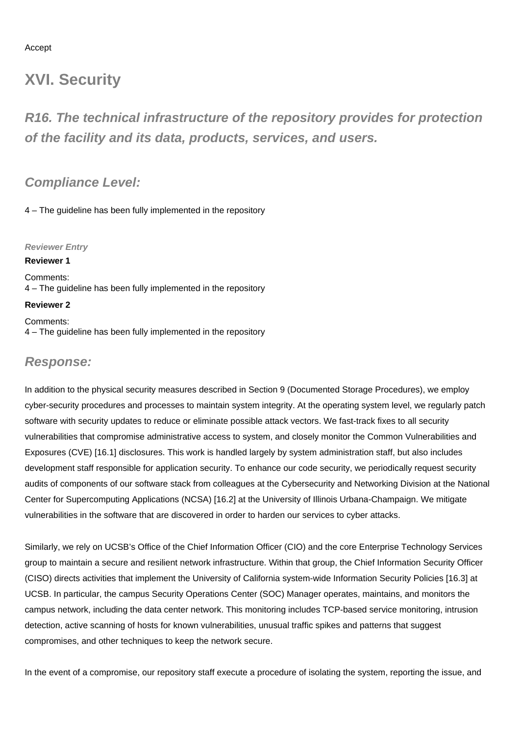Accept

# XVI. Security

## *R16. The technical infrastructure of the repository provides for protection of the facility and its data, products, services, and users.*

### *Compliance Level:*

4 – The guideline has been fully implemented in the repository

***Reviewer Entry***

**Reviewer 1**

Comments:
4 – The guideline has been fully implemented in the repository

**Reviewer 2**

Comments:
4 – The guideline has been fully implemented in the repository

### *Response:*

In addition to the physical security measures described in Section 9 (Documented Storage Procedures), we employ cyber-security procedures and processes to maintain system integrity. At the operating system level, we regularly patch software with security updates to reduce or eliminate possible attack vectors. We fast-track fixes to all security vulnerabilities that compromise administrative access to system, and closely monitor the Common Vulnerabilities and Exposures (CVE) [16.1] disclosures. This work is handled largely by system administration staff, but also includes development staff responsible for application security. To enhance our code security, we periodically request security audits of components of our software stack from colleagues at the Cybersecurity and Networking Division at the National Center for Supercomputing Applications (NCSA) [16.2] at the University of Illinois Urbana-Champaign. We mitigate vulnerabilities in the software that are discovered in order to harden our services to cyber attacks.

Similarly, we rely on UCSB's Office of the Chief Information Officer (CIO) and the core Enterprise Technology Services group to maintain a secure and resilient network infrastructure. Within that group, the Chief Information Security Officer (CISO) directs activities that implement the University of California system-wide Information Security Policies [16.3] at UCSB. In particular, the campus Security Operations Center (SOC) Manager operates, maintains, and monitors the campus network, including the data center network. This monitoring includes TCP-based service monitoring, intrusion detection, active scanning of hosts for known vulnerabilities, unusual traffic spikes and patterns that suggest compromises, and other techniques to keep the network secure.

In the event of a compromise, our repository staff execute a procedure of isolating the system, reporting the issue, and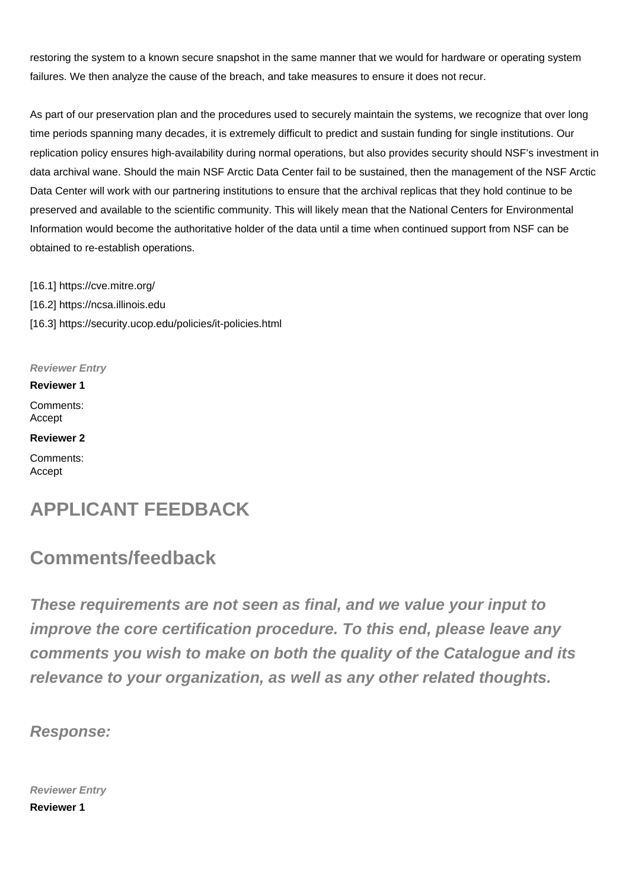restoring the system to a known secure snapshot in the same manner that we would for hardware or operating system failures. We then analyze the cause of the breach, and take measures to ensure it does not recur.

As part of our preservation plan and the procedures used to securely maintain the systems, we recognize that over long time periods spanning many decades, it is extremely difficult to predict and sustain funding for single institutions. Our replication policy ensures high-availability during normal operations, but also provides security should NSF's investment in data archival wane. Should the main NSF Arctic Data Center fail to be sustained, then the management of the NSF Arctic Data Center will work with our partnering institutions to ensure that the archival replicas that they hold continue to be preserved and available to the scientific community. This will likely mean that the National Centers for Environmental Information would become the authoritative holder of the data until a time when continued support from NSF can be obtained to re-establish operations.

[16.1] https://cve.mitre.org/
[16.2] https://ncsa.illinois.edu
[16.3] https://security.ucop.edu/policies/it-policies.html

***Reviewer Entry***

**Reviewer 1**

Comments:
Accept

**Reviewer 2**

Comments:
Accept

# APPLICANT FEEDBACK

## Comments/feedback

***These requirements are not seen as final, and we value your input to improve the core certification procedure. To this end, please leave any comments you wish to make on both the quality of the Catalogue and its relevance to your organization, as well as any other related thoughts.***

***Response:***

***Reviewer Entry***

**Reviewer 1**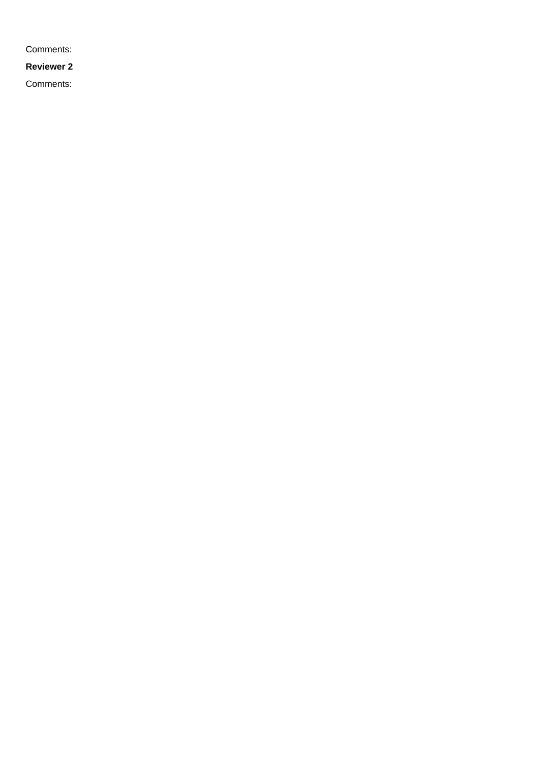Comments:

**Reviewer 2**

Comments: